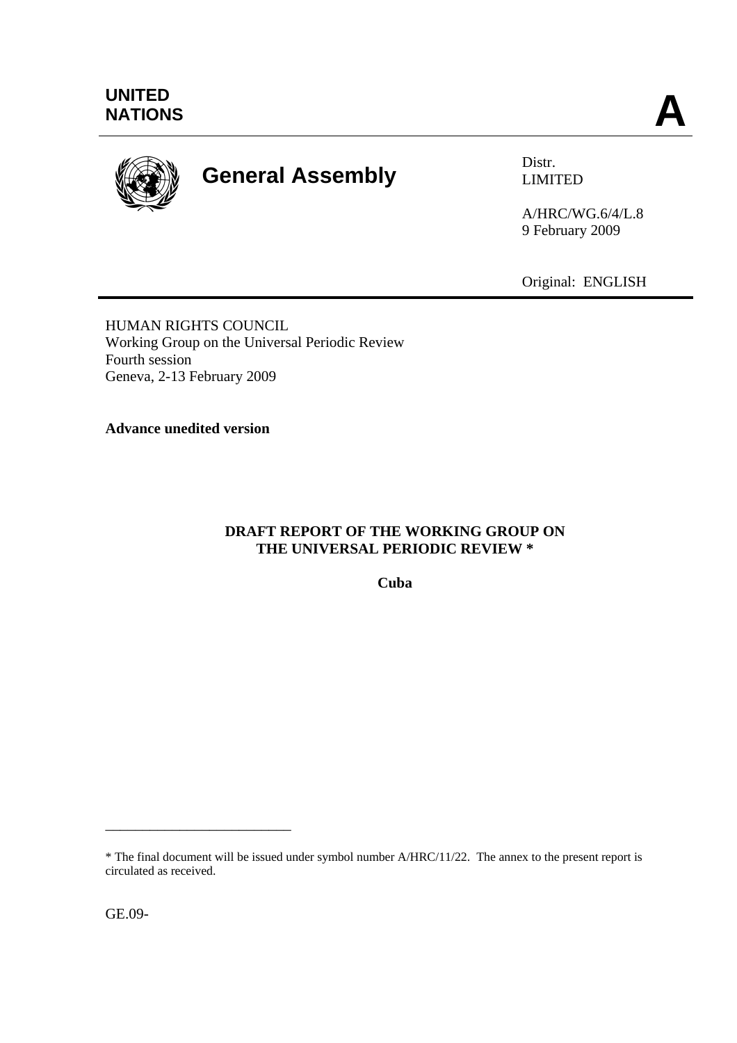UNITED NATIONS

**A**

# General Assembly

Distr.
LIMITED

A/HRC/WG.6/4/L.8
9 February 2009

Original: ENGLISH

HUMAN RIGHTS COUNCIL
Working Group on the Universal Periodic Review
Fourth session
Geneva, 2-13 February 2009

**Advance unedited version**

**DRAFT REPORT OF THE WORKING GROUP ON THE UNIVERSAL PERIODIC REVIEW \***

**Cuba**

---

\* The final document will be issued under symbol number A/HRC/11/22. The annex to the present report is circulated as received.

GE.09-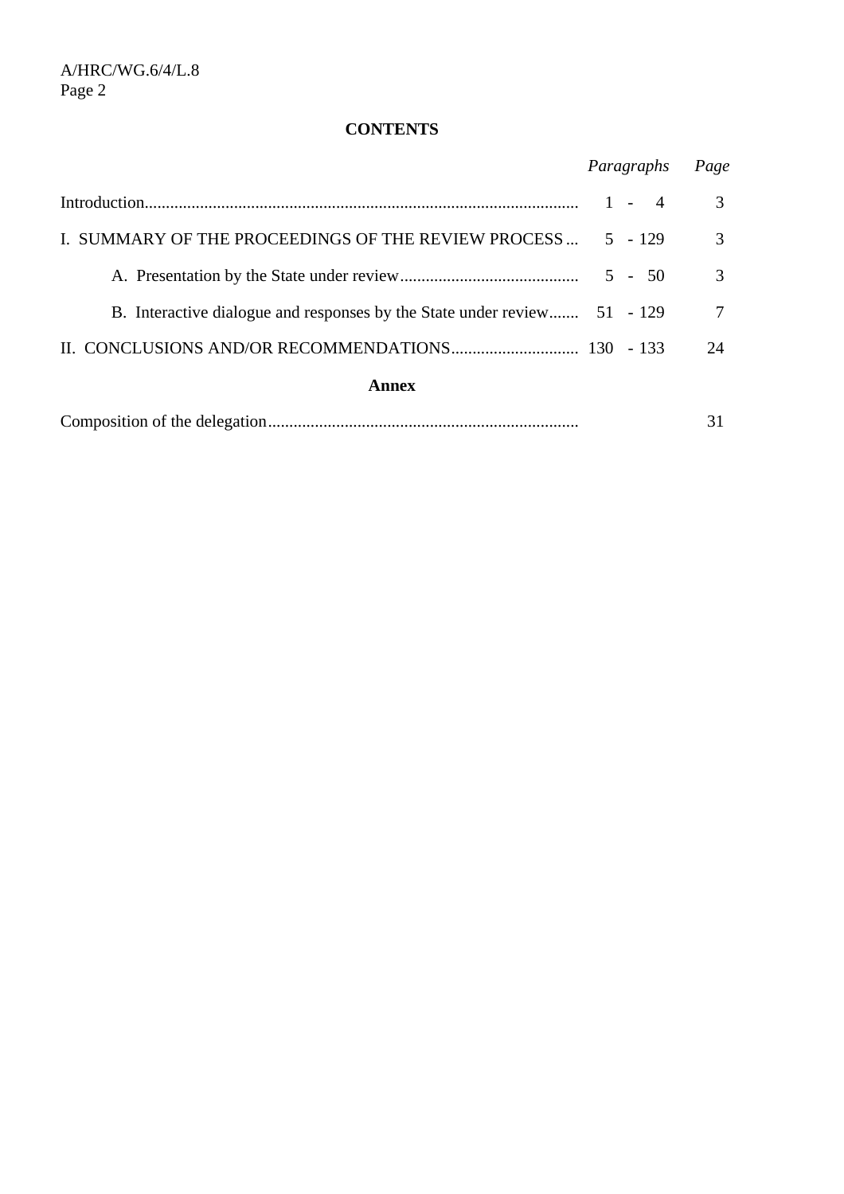**CONTENTS**

| | *Paragraphs* | *Page* |
|---|---|---|
| Introduction | 1 - 4 | 3 |
| I. SUMMARY OF THE PROCEEDINGS OF THE REVIEW PROCESS | 5 - 129 | 3 |
| A. Presentation by the State under review | 5 - 50 | 3 |
| B. Interactive dialogue and responses by the State under review | 51 - 129 | 7 |
| II. CONCLUSIONS AND/OR RECOMMENDATIONS | 130 - 133 | 24 |

**Annex**

| | | |
|---|---|---|
| Composition of the delegation | | 31 |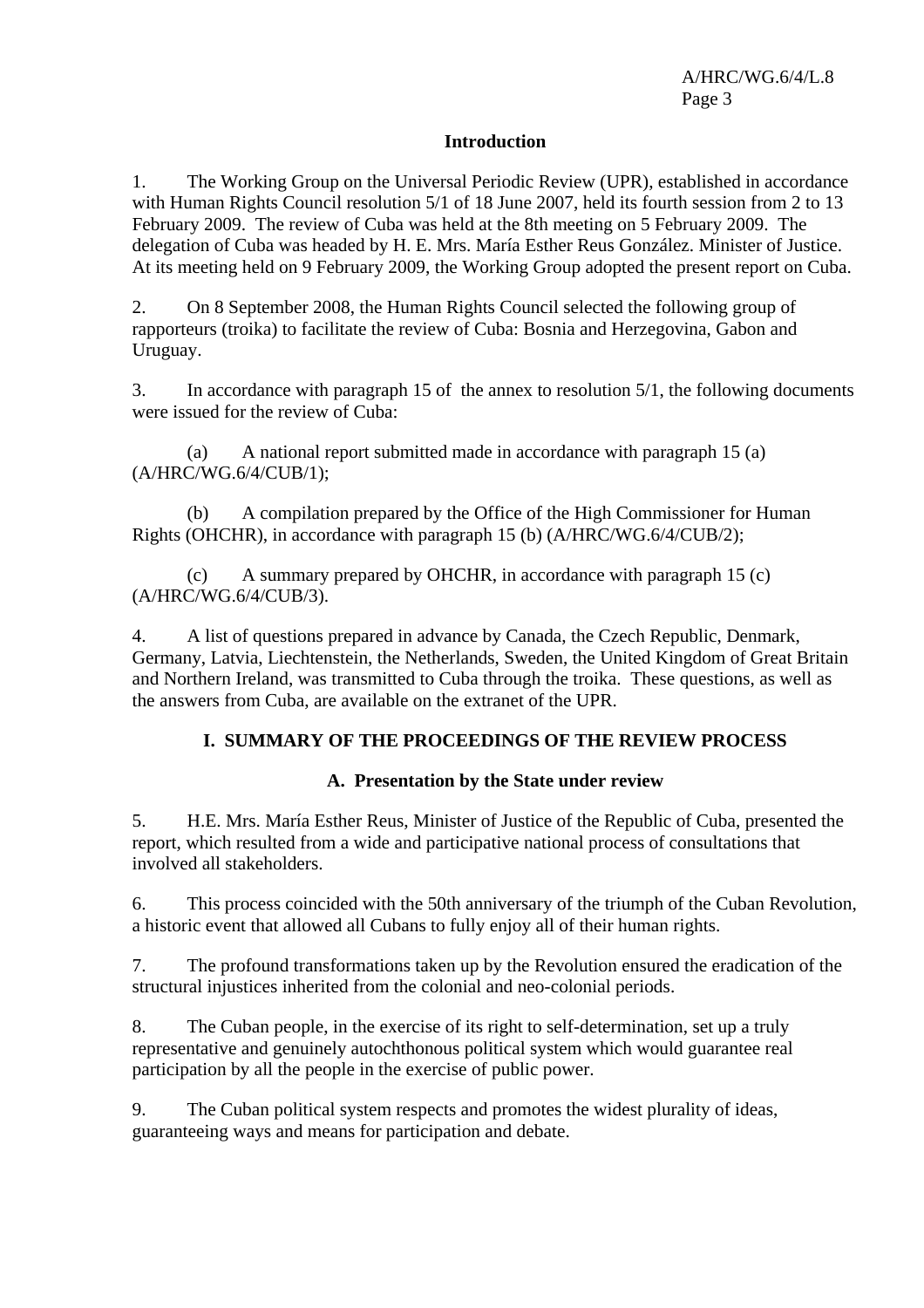## Introduction

1. The Working Group on the Universal Periodic Review (UPR), established in accordance with Human Rights Council resolution 5/1 of 18 June 2007, held its fourth session from 2 to 13 February 2009. The review of Cuba was held at the 8th meeting on 5 February 2009. The delegation of Cuba was headed by H. E. Mrs. María Esther Reus González. Minister of Justice. At its meeting held on 9 February 2009, the Working Group adopted the present report on Cuba.

2. On 8 September 2008, the Human Rights Council selected the following group of rapporteurs (troika) to facilitate the review of Cuba: Bosnia and Herzegovina, Gabon and Uruguay.

3. In accordance with paragraph 15 of the annex to resolution 5/1, the following documents were issued for the review of Cuba:

(a) A national report submitted made in accordance with paragraph 15 (a) (A/HRC/WG.6/4/CUB/1);

(b) A compilation prepared by the Office of the High Commissioner for Human Rights (OHCHR), in accordance with paragraph 15 (b) (A/HRC/WG.6/4/CUB/2);

(c) A summary prepared by OHCHR, in accordance with paragraph 15 (c) (A/HRC/WG.6/4/CUB/3).

4. A list of questions prepared in advance by Canada, the Czech Republic, Denmark, Germany, Latvia, Liechtenstein, the Netherlands, Sweden, the United Kingdom of Great Britain and Northern Ireland, was transmitted to Cuba through the troika. These questions, as well as the answers from Cuba, are available on the extranet of the UPR.

## I. SUMMARY OF THE PROCEEDINGS OF THE REVIEW PROCESS

### A. Presentation by the State under review

5. H.E. Mrs. María Esther Reus, Minister of Justice of the Republic of Cuba, presented the report, which resulted from a wide and participative national process of consultations that involved all stakeholders.

6. This process coincided with the 50th anniversary of the triumph of the Cuban Revolution, a historic event that allowed all Cubans to fully enjoy all of their human rights.

7. The profound transformations taken up by the Revolution ensured the eradication of the structural injustices inherited from the colonial and neo-colonial periods.

8. The Cuban people, in the exercise of its right to self-determination, set up a truly representative and genuinely autochthonous political system which would guarantee real participation by all the people in the exercise of public power.

9. The Cuban political system respects and promotes the widest plurality of ideas, guaranteeing ways and means for participation and debate.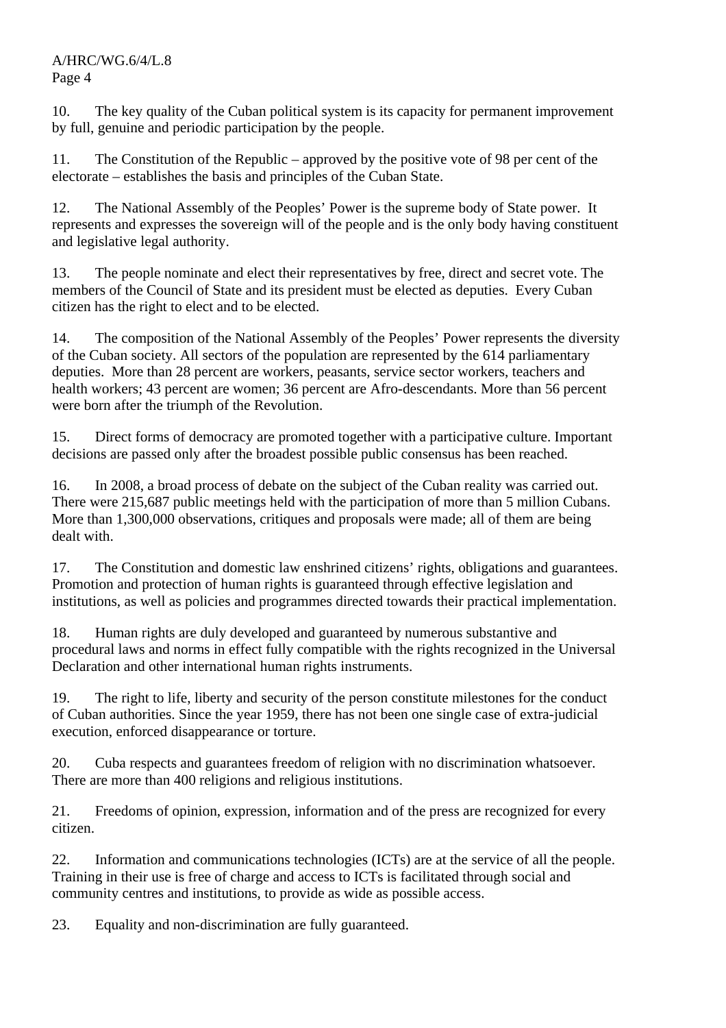10. The key quality of the Cuban political system is its capacity for permanent improvement by full, genuine and periodic participation by the people.

11. The Constitution of the Republic – approved by the positive vote of 98 per cent of the electorate – establishes the basis and principles of the Cuban State.

12. The National Assembly of the Peoples' Power is the supreme body of State power. It represents and expresses the sovereign will of the people and is the only body having constituent and legislative legal authority.

13. The people nominate and elect their representatives by free, direct and secret vote. The members of the Council of State and its president must be elected as deputies. Every Cuban citizen has the right to elect and to be elected.

14. The composition of the National Assembly of the Peoples' Power represents the diversity of the Cuban society. All sectors of the population are represented by the 614 parliamentary deputies. More than 28 percent are workers, peasants, service sector workers, teachers and health workers; 43 percent are women; 36 percent are Afro-descendants. More than 56 percent were born after the triumph of the Revolution.

15. Direct forms of democracy are promoted together with a participative culture. Important decisions are passed only after the broadest possible public consensus has been reached.

16. In 2008, a broad process of debate on the subject of the Cuban reality was carried out. There were 215,687 public meetings held with the participation of more than 5 million Cubans. More than 1,300,000 observations, critiques and proposals were made; all of them are being dealt with.

17. The Constitution and domestic law enshrined citizens' rights, obligations and guarantees. Promotion and protection of human rights is guaranteed through effective legislation and institutions, as well as policies and programmes directed towards their practical implementation.

18. Human rights are duly developed and guaranteed by numerous substantive and procedural laws and norms in effect fully compatible with the rights recognized in the Universal Declaration and other international human rights instruments.

19. The right to life, liberty and security of the person constitute milestones for the conduct of Cuban authorities. Since the year 1959, there has not been one single case of extra-judicial execution, enforced disappearance or torture.

20. Cuba respects and guarantees freedom of religion with no discrimination whatsoever. There are more than 400 religions and religious institutions.

21. Freedoms of opinion, expression, information and of the press are recognized for every citizen.

22. Information and communications technologies (ICTs) are at the service of all the people. Training in their use is free of charge and access to ICTs is facilitated through social and community centres and institutions, to provide as wide as possible access.

23. Equality and non-discrimination are fully guaranteed.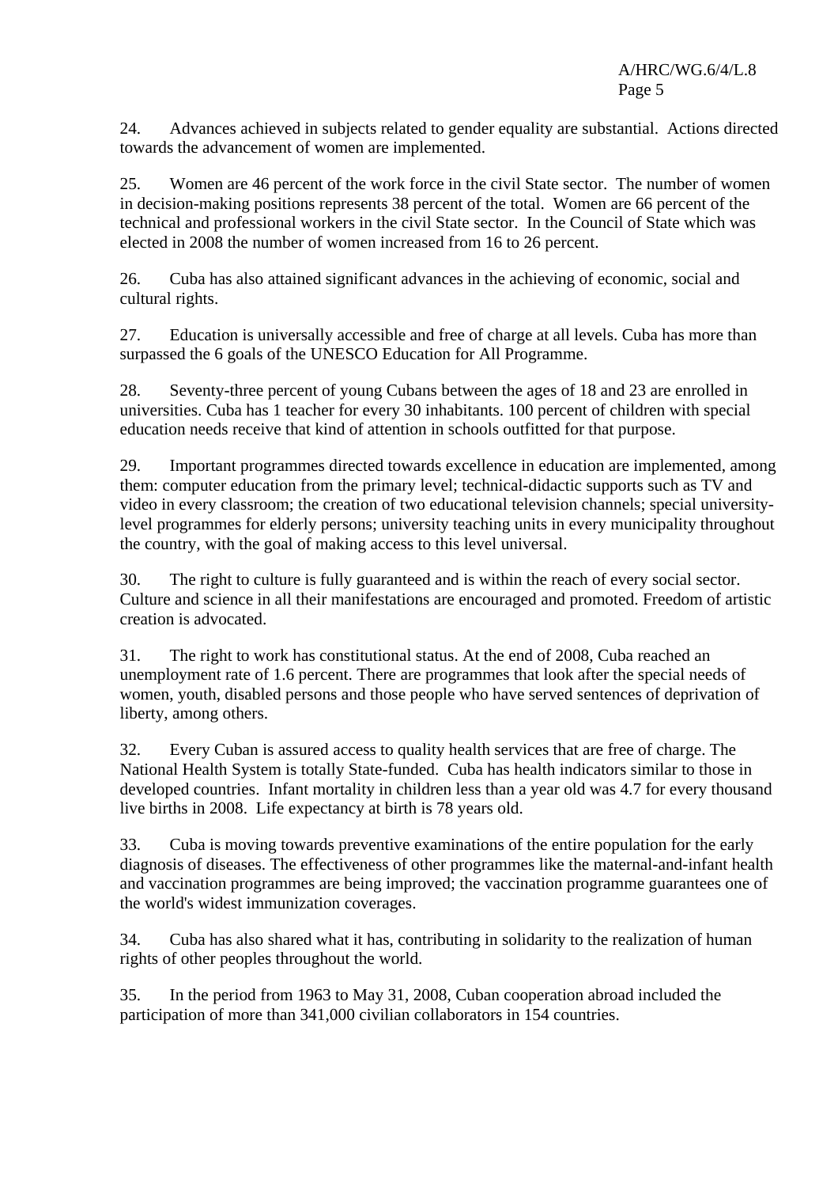24. Advances achieved in subjects related to gender equality are substantial. Actions directed towards the advancement of women are implemented.

25. Women are 46 percent of the work force in the civil State sector. The number of women in decision-making positions represents 38 percent of the total. Women are 66 percent of the technical and professional workers in the civil State sector. In the Council of State which was elected in 2008 the number of women increased from 16 to 26 percent.

26. Cuba has also attained significant advances in the achieving of economic, social and cultural rights.

27. Education is universally accessible and free of charge at all levels. Cuba has more than surpassed the 6 goals of the UNESCO Education for All Programme.

28. Seventy-three percent of young Cubans between the ages of 18 and 23 are enrolled in universities. Cuba has 1 teacher for every 30 inhabitants. 100 percent of children with special education needs receive that kind of attention in schools outfitted for that purpose.

29. Important programmes directed towards excellence in education are implemented, among them: computer education from the primary level; technical-didactic supports such as TV and video in every classroom; the creation of two educational television channels; special university-level programmes for elderly persons; university teaching units in every municipality throughout the country, with the goal of making access to this level universal.

30. The right to culture is fully guaranteed and is within the reach of every social sector. Culture and science in all their manifestations are encouraged and promoted. Freedom of artistic creation is advocated.

31. The right to work has constitutional status. At the end of 2008, Cuba reached an unemployment rate of 1.6 percent. There are programmes that look after the special needs of women, youth, disabled persons and those people who have served sentences of deprivation of liberty, among others.

32. Every Cuban is assured access to quality health services that are free of charge. The National Health System is totally State-funded. Cuba has health indicators similar to those in developed countries. Infant mortality in children less than a year old was 4.7 for every thousand live births in 2008. Life expectancy at birth is 78 years old.

33. Cuba is moving towards preventive examinations of the entire population for the early diagnosis of diseases. The effectiveness of other programmes like the maternal-and-infant health and vaccination programmes are being improved; the vaccination programme guarantees one of the world's widest immunization coverages.

34. Cuba has also shared what it has, contributing in solidarity to the realization of human rights of other peoples throughout the world.

35. In the period from 1963 to May 31, 2008, Cuban cooperation abroad included the participation of more than 341,000 civilian collaborators in 154 countries.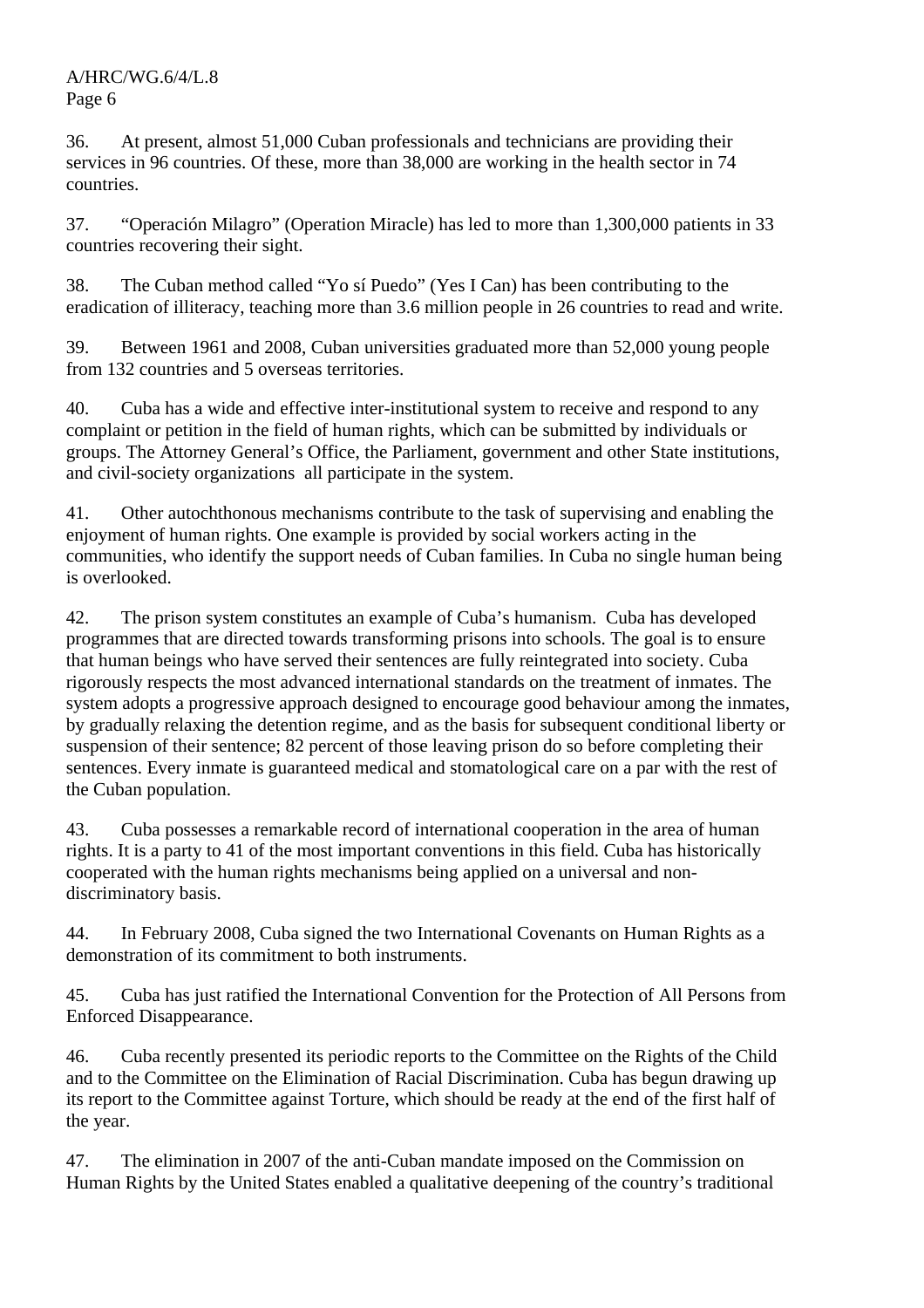36. At present, almost 51,000 Cuban professionals and technicians are providing their services in 96 countries. Of these, more than 38,000 are working in the health sector in 74 countries.

37. "Operación Milagro" (Operation Miracle) has led to more than 1,300,000 patients in 33 countries recovering their sight.

38. The Cuban method called "Yo sí Puedo" (Yes I Can) has been contributing to the eradication of illiteracy, teaching more than 3.6 million people in 26 countries to read and write.

39. Between 1961 and 2008, Cuban universities graduated more than 52,000 young people from 132 countries and 5 overseas territories.

40. Cuba has a wide and effective inter-institutional system to receive and respond to any complaint or petition in the field of human rights, which can be submitted by individuals or groups. The Attorney General's Office, the Parliament, government and other State institutions, and civil-society organizations all participate in the system.

41. Other autochthonous mechanisms contribute to the task of supervising and enabling the enjoyment of human rights. One example is provided by social workers acting in the communities, who identify the support needs of Cuban families. In Cuba no single human being is overlooked.

42. The prison system constitutes an example of Cuba's humanism. Cuba has developed programmes that are directed towards transforming prisons into schools. The goal is to ensure that human beings who have served their sentences are fully reintegrated into society. Cuba rigorously respects the most advanced international standards on the treatment of inmates. The system adopts a progressive approach designed to encourage good behaviour among the inmates, by gradually relaxing the detention regime, and as the basis for subsequent conditional liberty or suspension of their sentence; 82 percent of those leaving prison do so before completing their sentences. Every inmate is guaranteed medical and stomatological care on a par with the rest of the Cuban population.

43. Cuba possesses a remarkable record of international cooperation in the area of human rights. It is a party to 41 of the most important conventions in this field. Cuba has historically cooperated with the human rights mechanisms being applied on a universal and non-discriminatory basis.

44. In February 2008, Cuba signed the two International Covenants on Human Rights as a demonstration of its commitment to both instruments.

45. Cuba has just ratified the International Convention for the Protection of All Persons from Enforced Disappearance.

46. Cuba recently presented its periodic reports to the Committee on the Rights of the Child and to the Committee on the Elimination of Racial Discrimination. Cuba has begun drawing up its report to the Committee against Torture, which should be ready at the end of the first half of the year.

47. The elimination in 2007 of the anti-Cuban mandate imposed on the Commission on Human Rights by the United States enabled a qualitative deepening of the country's traditional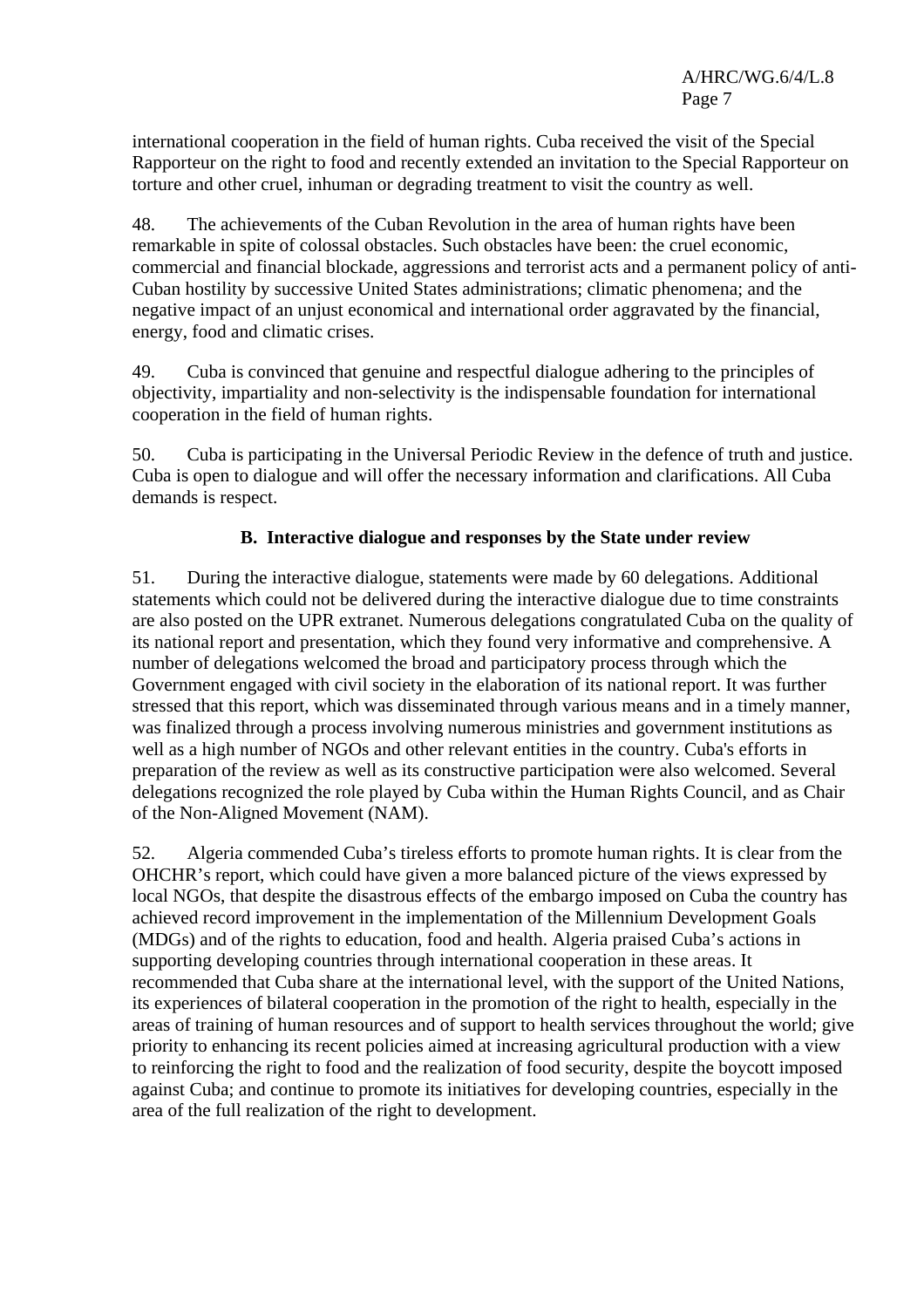international cooperation in the field of human rights. Cuba received the visit of the Special Rapporteur on the right to food and recently extended an invitation to the Special Rapporteur on torture and other cruel, inhuman or degrading treatment to visit the country as well.

48. The achievements of the Cuban Revolution in the area of human rights have been remarkable in spite of colossal obstacles. Such obstacles have been: the cruel economic, commercial and financial blockade, aggressions and terrorist acts and a permanent policy of anti-Cuban hostility by successive United States administrations; climatic phenomena; and the negative impact of an unjust economical and international order aggravated by the financial, energy, food and climatic crises.

49. Cuba is convinced that genuine and respectful dialogue adhering to the principles of objectivity, impartiality and non-selectivity is the indispensable foundation for international cooperation in the field of human rights.

50. Cuba is participating in the Universal Periodic Review in the defence of truth and justice. Cuba is open to dialogue and will offer the necessary information and clarifications. All Cuba demands is respect.

### B. Interactive dialogue and responses by the State under review

51. During the interactive dialogue, statements were made by 60 delegations. Additional statements which could not be delivered during the interactive dialogue due to time constraints are also posted on the UPR extranet. Numerous delegations congratulated Cuba on the quality of its national report and presentation, which they found very informative and comprehensive. A number of delegations welcomed the broad and participatory process through which the Government engaged with civil society in the elaboration of its national report. It was further stressed that this report, which was disseminated through various means and in a timely manner, was finalized through a process involving numerous ministries and government institutions as well as a high number of NGOs and other relevant entities in the country. Cuba's efforts in preparation of the review as well as its constructive participation were also welcomed. Several delegations recognized the role played by Cuba within the Human Rights Council, and as Chair of the Non-Aligned Movement (NAM).

52. Algeria commended Cuba’s tireless efforts to promote human rights. It is clear from the OHCHR’s report, which could have given a more balanced picture of the views expressed by local NGOs, that despite the disastrous effects of the embargo imposed on Cuba the country has achieved record improvement in the implementation of the Millennium Development Goals (MDGs) and of the rights to education, food and health. Algeria praised Cuba’s actions in supporting developing countries through international cooperation in these areas. It recommended that Cuba share at the international level, with the support of the United Nations, its experiences of bilateral cooperation in the promotion of the right to health, especially in the areas of training of human resources and of support to health services throughout the world; give priority to enhancing its recent policies aimed at increasing agricultural production with a view to reinforcing the right to food and the realization of food security, despite the boycott imposed against Cuba; and continue to promote its initiatives for developing countries, especially in the area of the full realization of the right to development.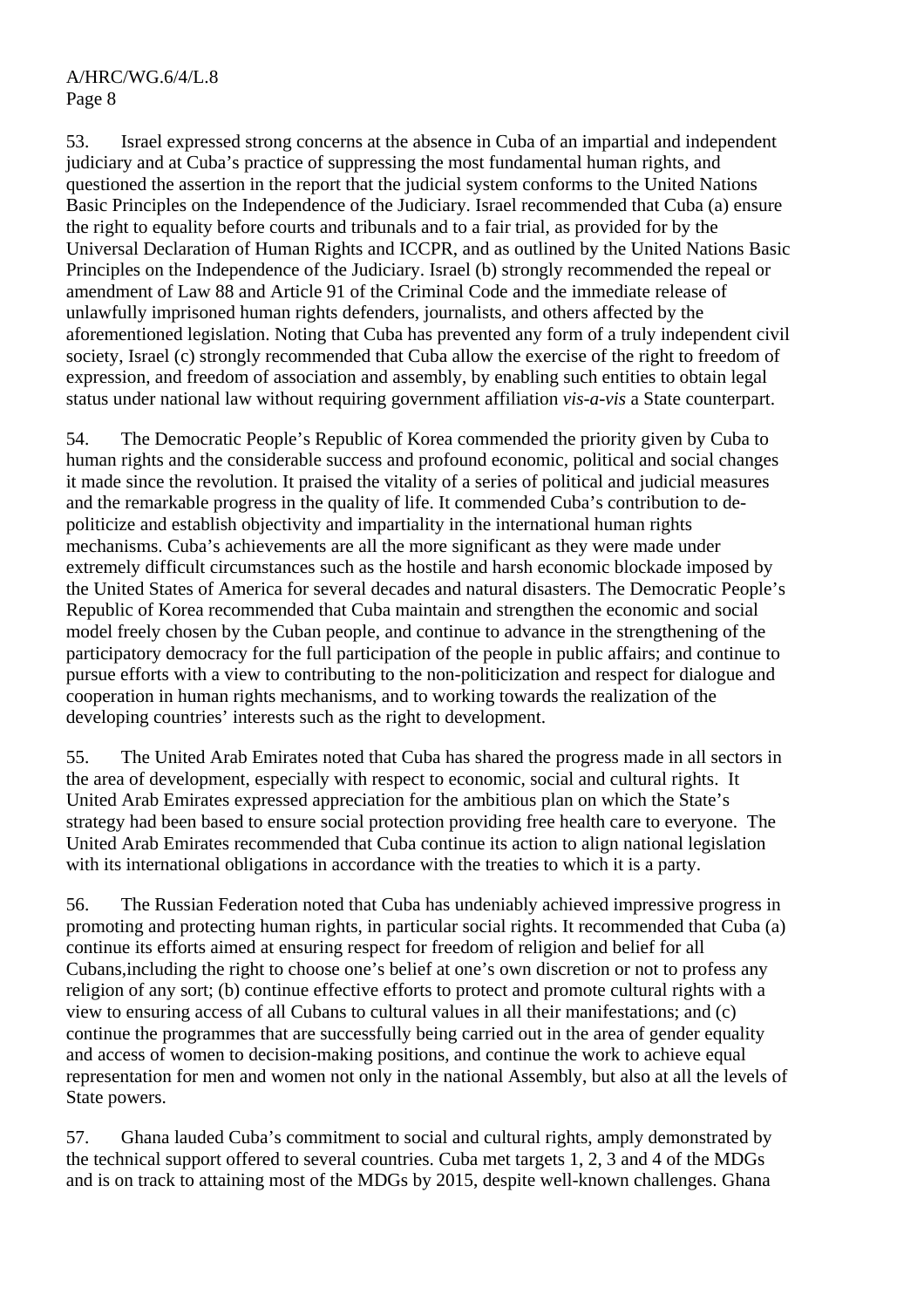53. Israel expressed strong concerns at the absence in Cuba of an impartial and independent judiciary and at Cuba's practice of suppressing the most fundamental human rights, and questioned the assertion in the report that the judicial system conforms to the United Nations Basic Principles on the Independence of the Judiciary. Israel recommended that Cuba (a) ensure the right to equality before courts and tribunals and to a fair trial, as provided for by the Universal Declaration of Human Rights and ICCPR, and as outlined by the United Nations Basic Principles on the Independence of the Judiciary. Israel (b) strongly recommended the repeal or amendment of Law 88 and Article 91 of the Criminal Code and the immediate release of unlawfully imprisoned human rights defenders, journalists, and others affected by the aforementioned legislation. Noting that Cuba has prevented any form of a truly independent civil society, Israel (c) strongly recommended that Cuba allow the exercise of the right to freedom of expression, and freedom of association and assembly, by enabling such entities to obtain legal status under national law without requiring government affiliation *vis-a-vis* a State counterpart.

54. The Democratic People's Republic of Korea commended the priority given by Cuba to human rights and the considerable success and profound economic, political and social changes it made since the revolution. It praised the vitality of a series of political and judicial measures and the remarkable progress in the quality of life. It commended Cuba's contribution to de-politicize and establish objectivity and impartiality in the international human rights mechanisms. Cuba's achievements are all the more significant as they were made under extremely difficult circumstances such as the hostile and harsh economic blockade imposed by the United States of America for several decades and natural disasters. The Democratic People's Republic of Korea recommended that Cuba maintain and strengthen the economic and social model freely chosen by the Cuban people, and continue to advance in the strengthening of the participatory democracy for the full participation of the people in public affairs; and continue to pursue efforts with a view to contributing to the non-politicization and respect for dialogue and cooperation in human rights mechanisms, and to working towards the realization of the developing countries' interests such as the right to development.

55. The United Arab Emirates noted that Cuba has shared the progress made in all sectors in the area of development, especially with respect to economic, social and cultural rights. It United Arab Emirates expressed appreciation for the ambitious plan on which the State's strategy had been based to ensure social protection providing free health care to everyone. The United Arab Emirates recommended that Cuba continue its action to align national legislation with its international obligations in accordance with the treaties to which it is a party.

56. The Russian Federation noted that Cuba has undeniably achieved impressive progress in promoting and protecting human rights, in particular social rights. It recommended that Cuba (a) continue its efforts aimed at ensuring respect for freedom of religion and belief for all Cubans,including the right to choose one's belief at one's own discretion or not to profess any religion of any sort; (b) continue effective efforts to protect and promote cultural rights with a view to ensuring access of all Cubans to cultural values in all their manifestations; and (c) continue the programmes that are successfully being carried out in the area of gender equality and access of women to decision-making positions, and continue the work to achieve equal representation for men and women not only in the national Assembly, but also at all the levels of State powers.

57. Ghana lauded Cuba's commitment to social and cultural rights, amply demonstrated by the technical support offered to several countries. Cuba met targets 1, 2, 3 and 4 of the MDGs and is on track to attaining most of the MDGs by 2015, despite well-known challenges. Ghana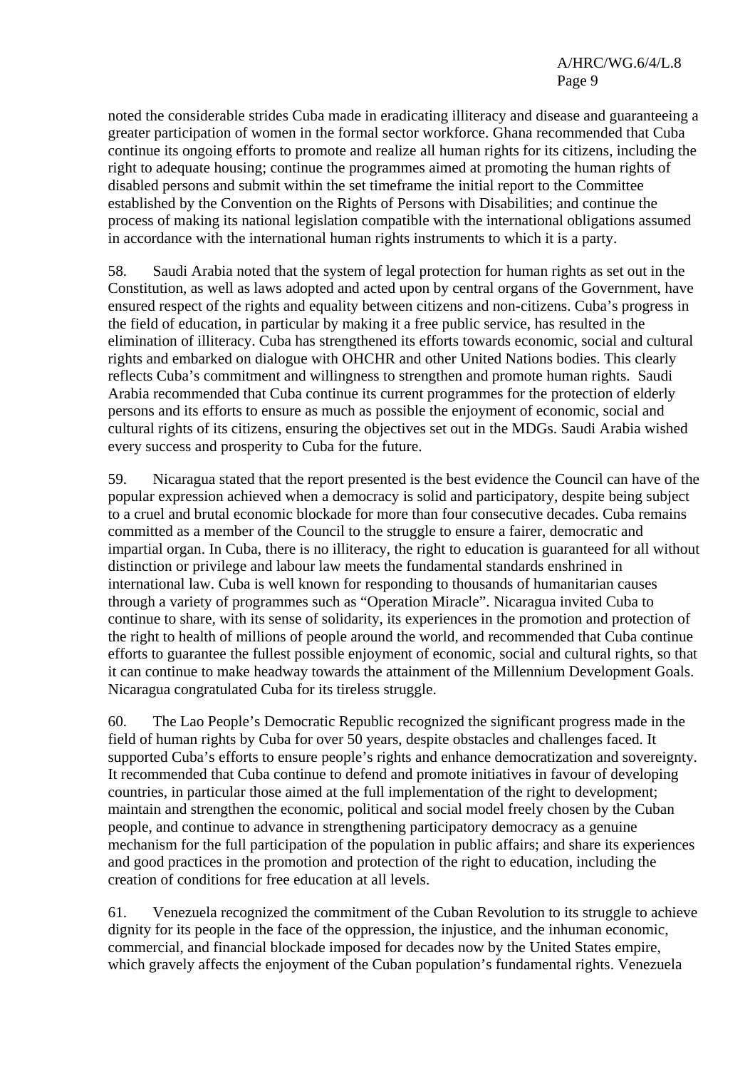noted the considerable strides Cuba made in eradicating illiteracy and disease and guaranteeing a greater participation of women in the formal sector workforce. Ghana recommended that Cuba continue its ongoing efforts to promote and realize all human rights for its citizens, including the right to adequate housing; continue the programmes aimed at promoting the human rights of disabled persons and submit within the set timeframe the initial report to the Committee established by the Convention on the Rights of Persons with Disabilities; and continue the process of making its national legislation compatible with the international obligations assumed in accordance with the international human rights instruments to which it is a party.

58. Saudi Arabia noted that the system of legal protection for human rights as set out in the Constitution, as well as laws adopted and acted upon by central organs of the Government, have ensured respect of the rights and equality between citizens and non-citizens. Cuba's progress in the field of education, in particular by making it a free public service, has resulted in the elimination of illiteracy. Cuba has strengthened its efforts towards economic, social and cultural rights and embarked on dialogue with OHCHR and other United Nations bodies. This clearly reflects Cuba's commitment and willingness to strengthen and promote human rights. Saudi Arabia recommended that Cuba continue its current programmes for the protection of elderly persons and its efforts to ensure as much as possible the enjoyment of economic, social and cultural rights of its citizens, ensuring the objectives set out in the MDGs. Saudi Arabia wished every success and prosperity to Cuba for the future.

59. Nicaragua stated that the report presented is the best evidence the Council can have of the popular expression achieved when a democracy is solid and participatory, despite being subject to a cruel and brutal economic blockade for more than four consecutive decades. Cuba remains committed as a member of the Council to the struggle to ensure a fairer, democratic and impartial organ. In Cuba, there is no illiteracy, the right to education is guaranteed for all without distinction or privilege and labour law meets the fundamental standards enshrined in international law. Cuba is well known for responding to thousands of humanitarian causes through a variety of programmes such as "Operation Miracle". Nicaragua invited Cuba to continue to share, with its sense of solidarity, its experiences in the promotion and protection of the right to health of millions of people around the world, and recommended that Cuba continue efforts to guarantee the fullest possible enjoyment of economic, social and cultural rights, so that it can continue to make headway towards the attainment of the Millennium Development Goals. Nicaragua congratulated Cuba for its tireless struggle.

60. The Lao People's Democratic Republic recognized the significant progress made in the field of human rights by Cuba for over 50 years, despite obstacles and challenges faced. It supported Cuba's efforts to ensure people's rights and enhance democratization and sovereignty. It recommended that Cuba continue to defend and promote initiatives in favour of developing countries, in particular those aimed at the full implementation of the right to development; maintain and strengthen the economic, political and social model freely chosen by the Cuban people, and continue to advance in strengthening participatory democracy as a genuine mechanism for the full participation of the population in public affairs; and share its experiences and good practices in the promotion and protection of the right to education, including the creation of conditions for free education at all levels.

61. Venezuela recognized the commitment of the Cuban Revolution to its struggle to achieve dignity for its people in the face of the oppression, the injustice, and the inhuman economic, commercial, and financial blockade imposed for decades now by the United States empire, which gravely affects the enjoyment of the Cuban population's fundamental rights. Venezuela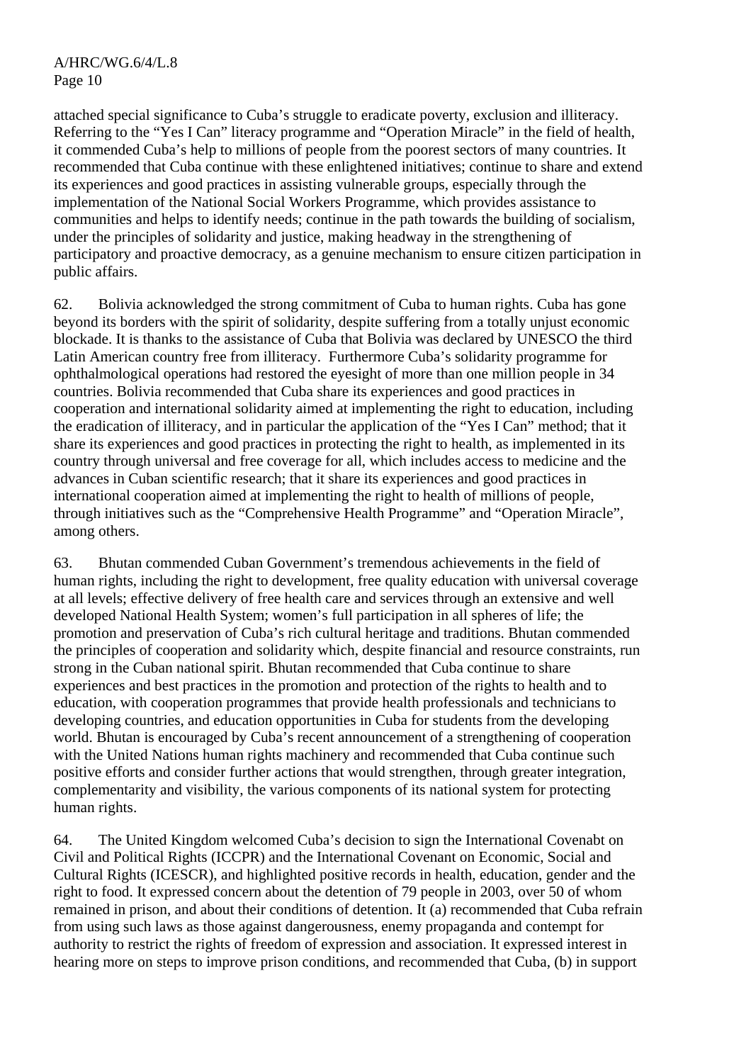attached special significance to Cuba's struggle to eradicate poverty, exclusion and illiteracy. Referring to the "Yes I Can" literacy programme and "Operation Miracle" in the field of health, it commended Cuba's help to millions of people from the poorest sectors of many countries. It recommended that Cuba continue with these enlightened initiatives; continue to share and extend its experiences and good practices in assisting vulnerable groups, especially through the implementation of the National Social Workers Programme, which provides assistance to communities and helps to identify needs; continue in the path towards the building of socialism, under the principles of solidarity and justice, making headway in the strengthening of participatory and proactive democracy, as a genuine mechanism to ensure citizen participation in public affairs.

62. Bolivia acknowledged the strong commitment of Cuba to human rights. Cuba has gone beyond its borders with the spirit of solidarity, despite suffering from a totally unjust economic blockade. It is thanks to the assistance of Cuba that Bolivia was declared by UNESCO the third Latin American country free from illiteracy. Furthermore Cuba's solidarity programme for ophthalmological operations had restored the eyesight of more than one million people in 34 countries. Bolivia recommended that Cuba share its experiences and good practices in cooperation and international solidarity aimed at implementing the right to education, including the eradication of illiteracy, and in particular the application of the "Yes I Can" method; that it share its experiences and good practices in protecting the right to health, as implemented in its country through universal and free coverage for all, which includes access to medicine and the advances in Cuban scientific research; that it share its experiences and good practices in international cooperation aimed at implementing the right to health of millions of people, through initiatives such as the "Comprehensive Health Programme" and "Operation Miracle", among others.

63. Bhutan commended Cuban Government's tremendous achievements in the field of human rights, including the right to development, free quality education with universal coverage at all levels; effective delivery of free health care and services through an extensive and well developed National Health System; women's full participation in all spheres of life; the promotion and preservation of Cuba's rich cultural heritage and traditions. Bhutan commended the principles of cooperation and solidarity which, despite financial and resource constraints, run strong in the Cuban national spirit. Bhutan recommended that Cuba continue to share experiences and best practices in the promotion and protection of the rights to health and to education, with cooperation programmes that provide health professionals and technicians to developing countries, and education opportunities in Cuba for students from the developing world. Bhutan is encouraged by Cuba's recent announcement of a strengthening of cooperation with the United Nations human rights machinery and recommended that Cuba continue such positive efforts and consider further actions that would strengthen, through greater integration, complementarity and visibility, the various components of its national system for protecting human rights.

64. The United Kingdom welcomed Cuba's decision to sign the International Covenabt on Civil and Political Rights (ICCPR) and the International Covenant on Economic, Social and Cultural Rights (ICESCR), and highlighted positive records in health, education, gender and the right to food. It expressed concern about the detention of 79 people in 2003, over 50 of whom remained in prison, and about their conditions of detention. It (a) recommended that Cuba refrain from using such laws as those against dangerousness, enemy propaganda and contempt for authority to restrict the rights of freedom of expression and association. It expressed interest in hearing more on steps to improve prison conditions, and recommended that Cuba, (b) in support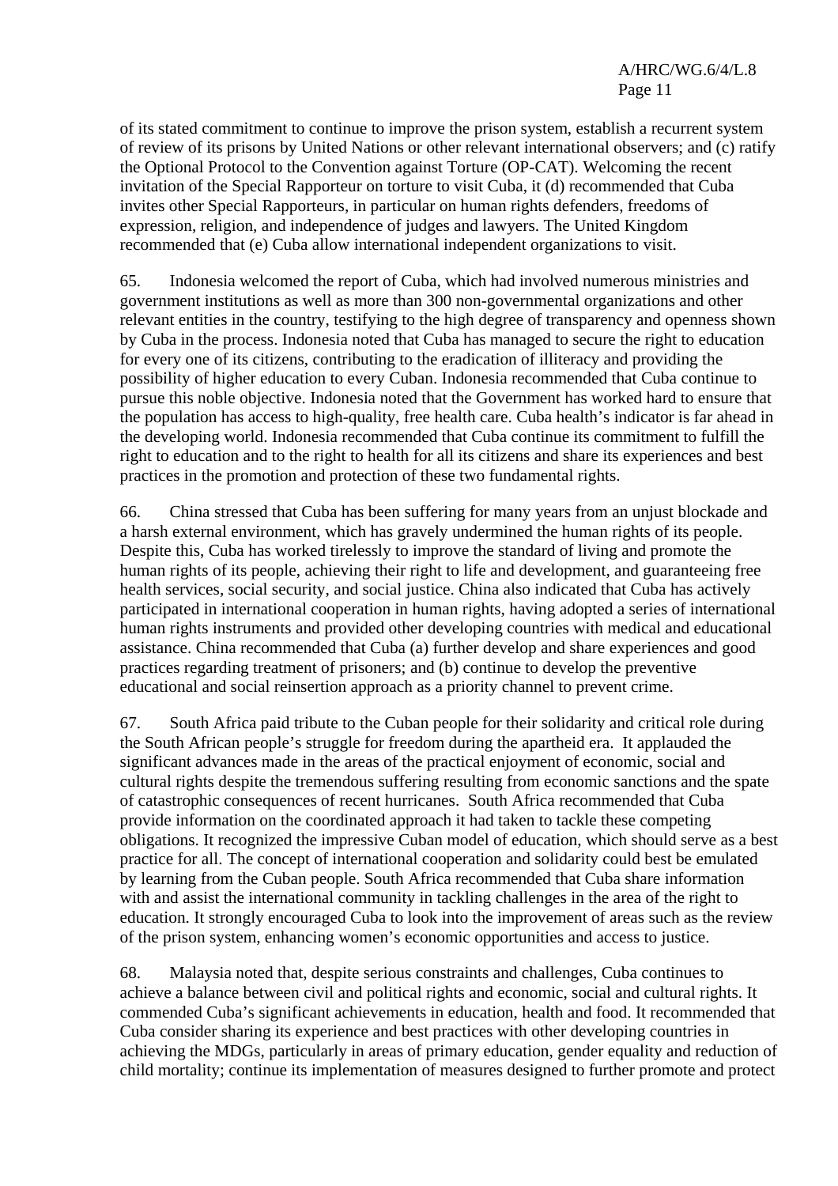of its stated commitment to continue to improve the prison system, establish a recurrent system of review of its prisons by United Nations or other relevant international observers; and (c) ratify the Optional Protocol to the Convention against Torture (OP-CAT). Welcoming the recent invitation of the Special Rapporteur on torture to visit Cuba, it (d) recommended that Cuba invites other Special Rapporteurs, in particular on human rights defenders, freedoms of expression, religion, and independence of judges and lawyers. The United Kingdom recommended that (e) Cuba allow international independent organizations to visit.

65. Indonesia welcomed the report of Cuba, which had involved numerous ministries and government institutions as well as more than 300 non-governmental organizations and other relevant entities in the country, testifying to the high degree of transparency and openness shown by Cuba in the process. Indonesia noted that Cuba has managed to secure the right to education for every one of its citizens, contributing to the eradication of illiteracy and providing the possibility of higher education to every Cuban. Indonesia recommended that Cuba continue to pursue this noble objective. Indonesia noted that the Government has worked hard to ensure that the population has access to high-quality, free health care. Cuba health's indicator is far ahead in the developing world. Indonesia recommended that Cuba continue its commitment to fulfill the right to education and to the right to health for all its citizens and share its experiences and best practices in the promotion and protection of these two fundamental rights.

66. China stressed that Cuba has been suffering for many years from an unjust blockade and a harsh external environment, which has gravely undermined the human rights of its people. Despite this, Cuba has worked tirelessly to improve the standard of living and promote the human rights of its people, achieving their right to life and development, and guaranteeing free health services, social security, and social justice. China also indicated that Cuba has actively participated in international cooperation in human rights, having adopted a series of international human rights instruments and provided other developing countries with medical and educational assistance. China recommended that Cuba (a) further develop and share experiences and good practices regarding treatment of prisoners; and (b) continue to develop the preventive educational and social reinsertion approach as a priority channel to prevent crime.

67. South Africa paid tribute to the Cuban people for their solidarity and critical role during the South African people's struggle for freedom during the apartheid era. It applauded the significant advances made in the areas of the practical enjoyment of economic, social and cultural rights despite the tremendous suffering resulting from economic sanctions and the spate of catastrophic consequences of recent hurricanes. South Africa recommended that Cuba provide information on the coordinated approach it had taken to tackle these competing obligations. It recognized the impressive Cuban model of education, which should serve as a best practice for all. The concept of international cooperation and solidarity could best be emulated by learning from the Cuban people. South Africa recommended that Cuba share information with and assist the international community in tackling challenges in the area of the right to education. It strongly encouraged Cuba to look into the improvement of areas such as the review of the prison system, enhancing women's economic opportunities and access to justice.

68. Malaysia noted that, despite serious constraints and challenges, Cuba continues to achieve a balance between civil and political rights and economic, social and cultural rights. It commended Cuba's significant achievements in education, health and food. It recommended that Cuba consider sharing its experience and best practices with other developing countries in achieving the MDGs, particularly in areas of primary education, gender equality and reduction of child mortality; continue its implementation of measures designed to further promote and protect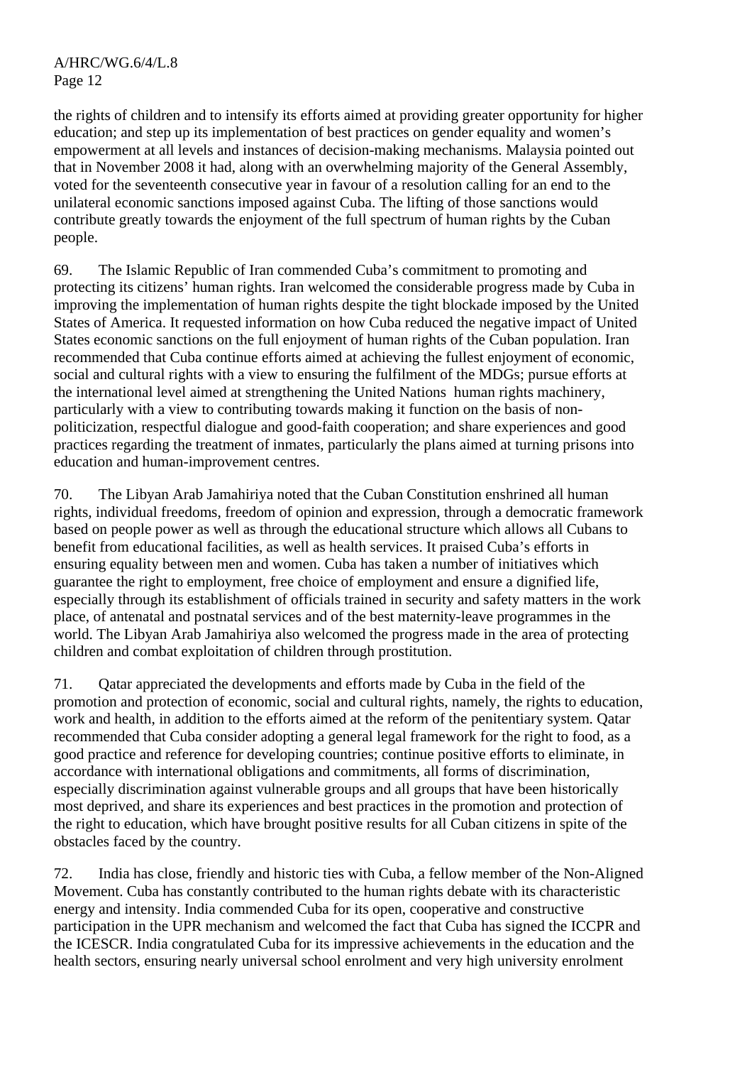the rights of children and to intensify its efforts aimed at providing greater opportunity for higher education; and step up its implementation of best practices on gender equality and women's empowerment at all levels and instances of decision-making mechanisms. Malaysia pointed out that in November 2008 it had, along with an overwhelming majority of the General Assembly, voted for the seventeenth consecutive year in favour of a resolution calling for an end to the unilateral economic sanctions imposed against Cuba. The lifting of those sanctions would contribute greatly towards the enjoyment of the full spectrum of human rights by the Cuban people.

69. The Islamic Republic of Iran commended Cuba's commitment to promoting and protecting its citizens' human rights. Iran welcomed the considerable progress made by Cuba in improving the implementation of human rights despite the tight blockade imposed by the United States of America. It requested information on how Cuba reduced the negative impact of United States economic sanctions on the full enjoyment of human rights of the Cuban population. Iran recommended that Cuba continue efforts aimed at achieving the fullest enjoyment of economic, social and cultural rights with a view to ensuring the fulfilment of the MDGs; pursue efforts at the international level aimed at strengthening the United Nations human rights machinery, particularly with a view to contributing towards making it function on the basis of non-politicization, respectful dialogue and good-faith cooperation; and share experiences and good practices regarding the treatment of inmates, particularly the plans aimed at turning prisons into education and human-improvement centres.

70. The Libyan Arab Jamahiriya noted that the Cuban Constitution enshrined all human rights, individual freedoms, freedom of opinion and expression, through a democratic framework based on people power as well as through the educational structure which allows all Cubans to benefit from educational facilities, as well as health services. It praised Cuba's efforts in ensuring equality between men and women. Cuba has taken a number of initiatives which guarantee the right to employment, free choice of employment and ensure a dignified life, especially through its establishment of officials trained in security and safety matters in the work place, of antenatal and postnatal services and of the best maternity-leave programmes in the world. The Libyan Arab Jamahiriya also welcomed the progress made in the area of protecting children and combat exploitation of children through prostitution.

71. Qatar appreciated the developments and efforts made by Cuba in the field of the promotion and protection of economic, social and cultural rights, namely, the rights to education, work and health, in addition to the efforts aimed at the reform of the penitentiary system. Qatar recommended that Cuba consider adopting a general legal framework for the right to food, as a good practice and reference for developing countries; continue positive efforts to eliminate, in accordance with international obligations and commitments, all forms of discrimination, especially discrimination against vulnerable groups and all groups that have been historically most deprived, and share its experiences and best practices in the promotion and protection of the right to education, which have brought positive results for all Cuban citizens in spite of the obstacles faced by the country.

72. India has close, friendly and historic ties with Cuba, a fellow member of the Non-Aligned Movement. Cuba has constantly contributed to the human rights debate with its characteristic energy and intensity. India commended Cuba for its open, cooperative and constructive participation in the UPR mechanism and welcomed the fact that Cuba has signed the ICCPR and the ICESCR. India congratulated Cuba for its impressive achievements in the education and the health sectors, ensuring nearly universal school enrolment and very high university enrolment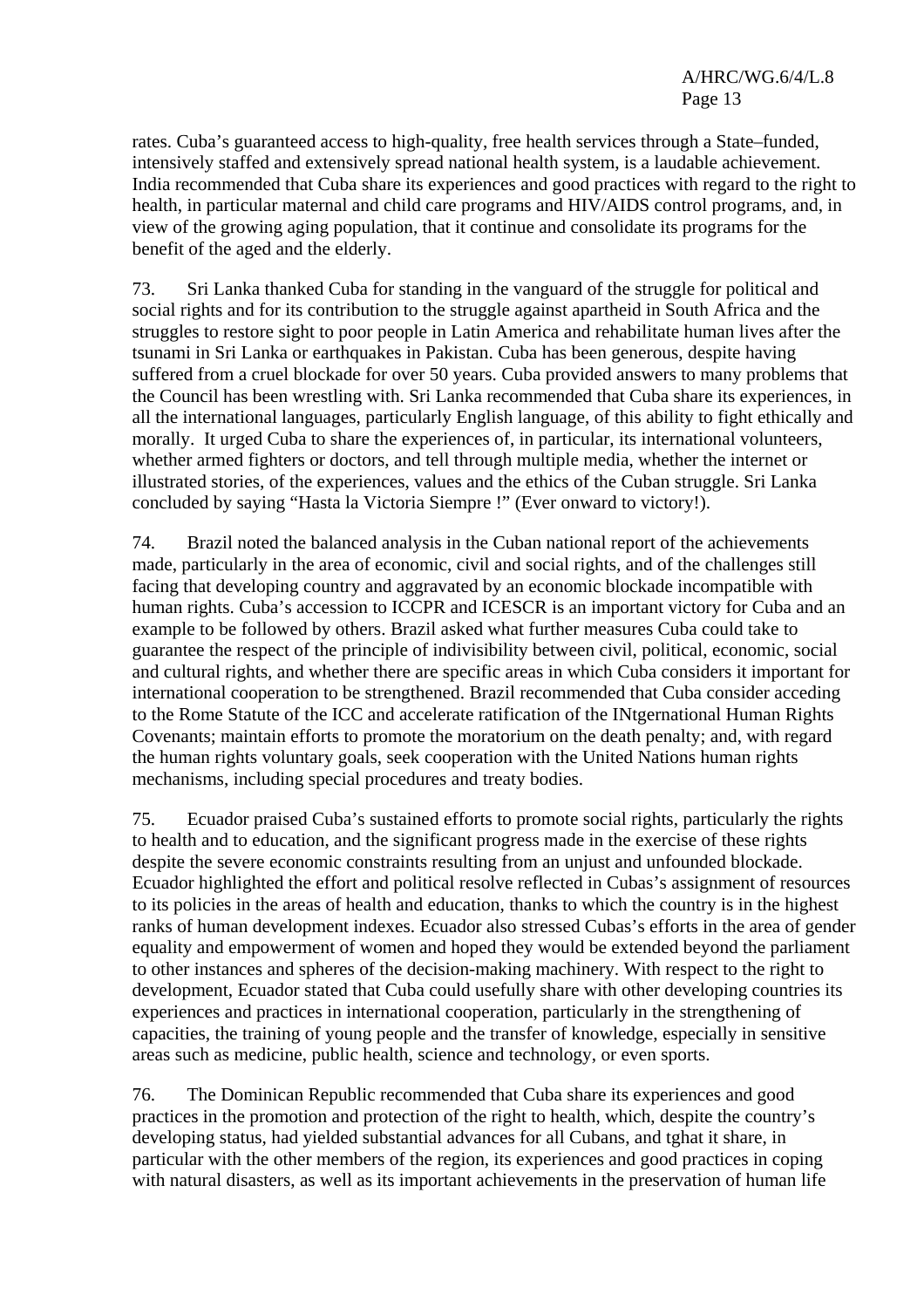rates. Cuba's guaranteed access to high-quality, free health services through a State–funded, intensively staffed and extensively spread national health system, is a laudable achievement. India recommended that Cuba share its experiences and good practices with regard to the right to health, in particular maternal and child care programs and HIV/AIDS control programs, and, in view of the growing aging population, that it continue and consolidate its programs for the benefit of the aged and the elderly.

73. Sri Lanka thanked Cuba for standing in the vanguard of the struggle for political and social rights and for its contribution to the struggle against apartheid in South Africa and the struggles to restore sight to poor people in Latin America and rehabilitate human lives after the tsunami in Sri Lanka or earthquakes in Pakistan. Cuba has been generous, despite having suffered from a cruel blockade for over 50 years. Cuba provided answers to many problems that the Council has been wrestling with. Sri Lanka recommended that Cuba share its experiences, in all the international languages, particularly English language, of this ability to fight ethically and morally. It urged Cuba to share the experiences of, in particular, its international volunteers, whether armed fighters or doctors, and tell through multiple media, whether the internet or illustrated stories, of the experiences, values and the ethics of the Cuban struggle. Sri Lanka concluded by saying "Hasta la Victoria Siempre !" (Ever onward to victory!).

74. Brazil noted the balanced analysis in the Cuban national report of the achievements made, particularly in the area of economic, civil and social rights, and of the challenges still facing that developing country and aggravated by an economic blockade incompatible with human rights. Cuba's accession to ICCPR and ICESCR is an important victory for Cuba and an example to be followed by others. Brazil asked what further measures Cuba could take to guarantee the respect of the principle of indivisibility between civil, political, economic, social and cultural rights, and whether there are specific areas in which Cuba considers it important for international cooperation to be strengthened. Brazil recommended that Cuba consider acceding to the Rome Statute of the ICC and accelerate ratification of the INtgernational Human Rights Covenants; maintain efforts to promote the moratorium on the death penalty; and, with regard the human rights voluntary goals, seek cooperation with the United Nations human rights mechanisms, including special procedures and treaty bodies.

75. Ecuador praised Cuba's sustained efforts to promote social rights, particularly the rights to health and to education, and the significant progress made in the exercise of these rights despite the severe economic constraints resulting from an unjust and unfounded blockade. Ecuador highlighted the effort and political resolve reflected in Cubas's assignment of resources to its policies in the areas of health and education, thanks to which the country is in the highest ranks of human development indexes. Ecuador also stressed Cubas's efforts in the area of gender equality and empowerment of women and hoped they would be extended beyond the parliament to other instances and spheres of the decision-making machinery. With respect to the right to development, Ecuador stated that Cuba could usefully share with other developing countries its experiences and practices in international cooperation, particularly in the strengthening of capacities, the training of young people and the transfer of knowledge, especially in sensitive areas such as medicine, public health, science and technology, or even sports.

76. The Dominican Republic recommended that Cuba share its experiences and good practices in the promotion and protection of the right to health, which, despite the country's developing status, had yielded substantial advances for all Cubans, and tghat it share, in particular with the other members of the region, its experiences and good practices in coping with natural disasters, as well as its important achievements in the preservation of human life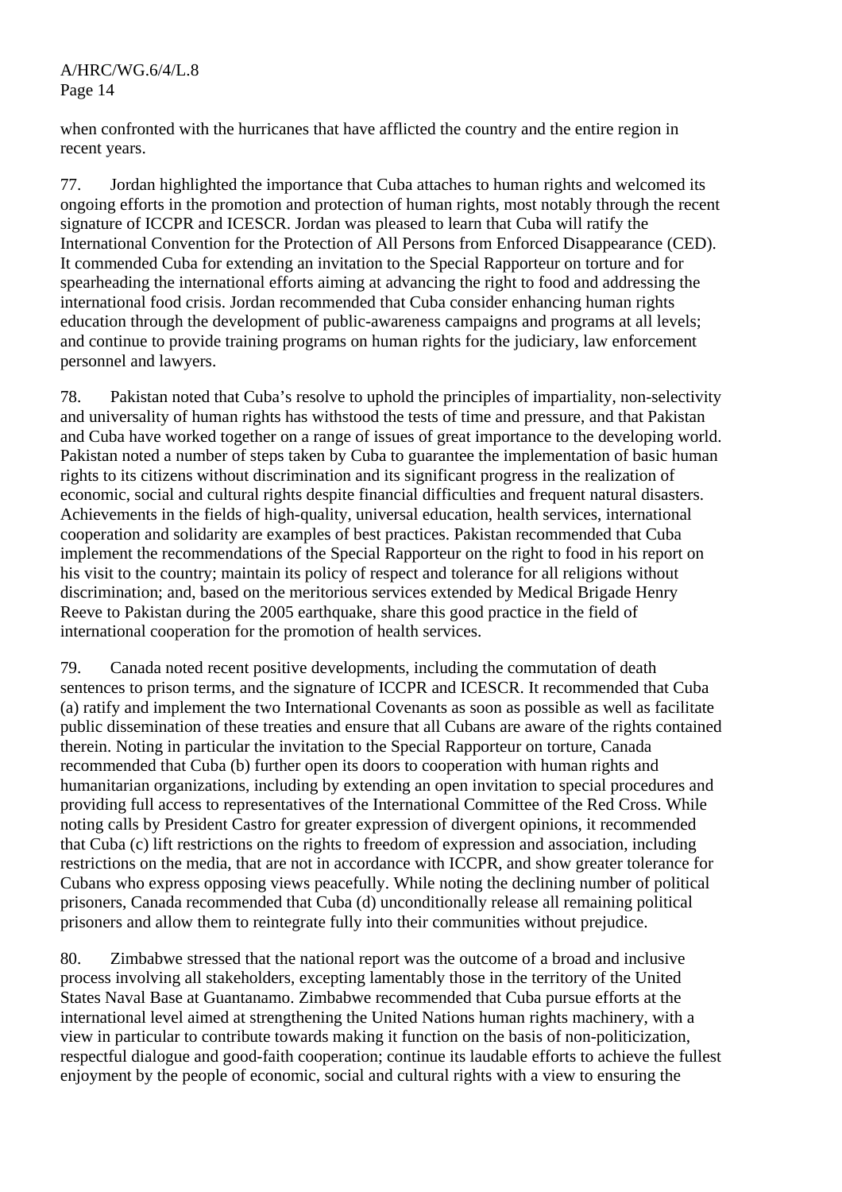when confronted with the hurricanes that have afflicted the country and the entire region in recent years.

77. Jordan highlighted the importance that Cuba attaches to human rights and welcomed its ongoing efforts in the promotion and protection of human rights, most notably through the recent signature of ICCPR and ICESCR. Jordan was pleased to learn that Cuba will ratify the International Convention for the Protection of All Persons from Enforced Disappearance (CED). It commended Cuba for extending an invitation to the Special Rapporteur on torture and for spearheading the international efforts aiming at advancing the right to food and addressing the international food crisis. Jordan recommended that Cuba consider enhancing human rights education through the development of public-awareness campaigns and programs at all levels; and continue to provide training programs on human rights for the judiciary, law enforcement personnel and lawyers.

78. Pakistan noted that Cuba's resolve to uphold the principles of impartiality, non-selectivity and universality of human rights has withstood the tests of time and pressure, and that Pakistan and Cuba have worked together on a range of issues of great importance to the developing world. Pakistan noted a number of steps taken by Cuba to guarantee the implementation of basic human rights to its citizens without discrimination and its significant progress in the realization of economic, social and cultural rights despite financial difficulties and frequent natural disasters. Achievements in the fields of high-quality, universal education, health services, international cooperation and solidarity are examples of best practices. Pakistan recommended that Cuba implement the recommendations of the Special Rapporteur on the right to food in his report on his visit to the country; maintain its policy of respect and tolerance for all religions without discrimination; and, based on the meritorious services extended by Medical Brigade Henry Reeve to Pakistan during the 2005 earthquake, share this good practice in the field of international cooperation for the promotion of health services.

79. Canada noted recent positive developments, including the commutation of death sentences to prison terms, and the signature of ICCPR and ICESCR. It recommended that Cuba (a) ratify and implement the two International Covenants as soon as possible as well as facilitate public dissemination of these treaties and ensure that all Cubans are aware of the rights contained therein. Noting in particular the invitation to the Special Rapporteur on torture, Canada recommended that Cuba (b) further open its doors to cooperation with human rights and humanitarian organizations, including by extending an open invitation to special procedures and providing full access to representatives of the International Committee of the Red Cross. While noting calls by President Castro for greater expression of divergent opinions, it recommended that Cuba (c) lift restrictions on the rights to freedom of expression and association, including restrictions on the media, that are not in accordance with ICCPR, and show greater tolerance for Cubans who express opposing views peacefully. While noting the declining number of political prisoners, Canada recommended that Cuba (d) unconditionally release all remaining political prisoners and allow them to reintegrate fully into their communities without prejudice.

80. Zimbabwe stressed that the national report was the outcome of a broad and inclusive process involving all stakeholders, excepting lamentably those in the territory of the United States Naval Base at Guantanamo. Zimbabwe recommended that Cuba pursue efforts at the international level aimed at strengthening the United Nations human rights machinery, with a view in particular to contribute towards making it function on the basis of non-politicization, respectful dialogue and good-faith cooperation; continue its laudable efforts to achieve the fullest enjoyment by the people of economic, social and cultural rights with a view to ensuring the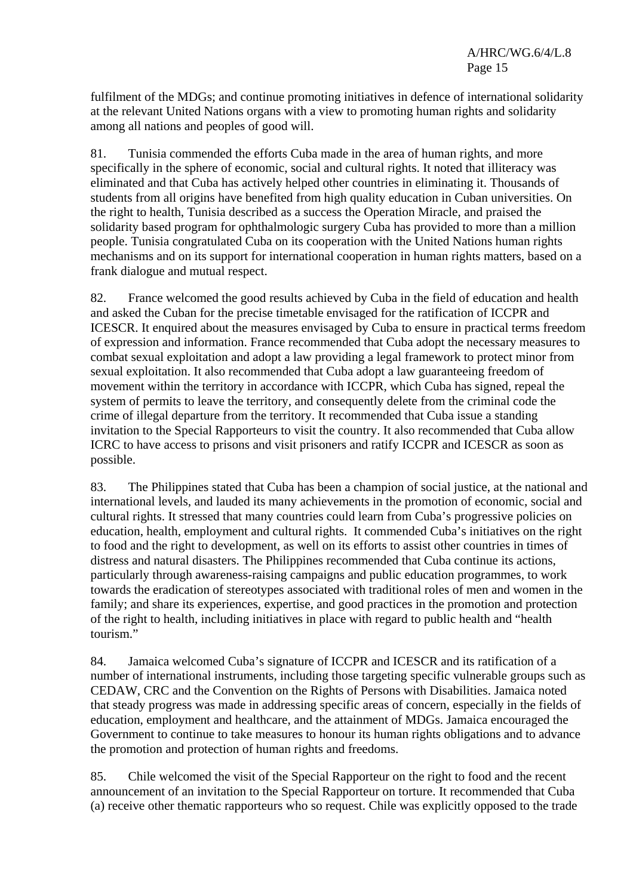fulfilment of the MDGs; and continue promoting initiatives in defence of international solidarity at the relevant United Nations organs with a view to promoting human rights and solidarity among all nations and peoples of good will.

81. Tunisia commended the efforts Cuba made in the area of human rights, and more specifically in the sphere of economic, social and cultural rights. It noted that illiteracy was eliminated and that Cuba has actively helped other countries in eliminating it. Thousands of students from all origins have benefited from high quality education in Cuban universities. On the right to health, Tunisia described as a success the Operation Miracle, and praised the solidarity based program for ophthalmologic surgery Cuba has provided to more than a million people. Tunisia congratulated Cuba on its cooperation with the United Nations human rights mechanisms and on its support for international cooperation in human rights matters, based on a frank dialogue and mutual respect.

82. France welcomed the good results achieved by Cuba in the field of education and health and asked the Cuban for the precise timetable envisaged for the ratification of ICCPR and ICESCR. It enquired about the measures envisaged by Cuba to ensure in practical terms freedom of expression and information. France recommended that Cuba adopt the necessary measures to combat sexual exploitation and adopt a law providing a legal framework to protect minor from sexual exploitation. It also recommended that Cuba adopt a law guaranteeing freedom of movement within the territory in accordance with ICCPR, which Cuba has signed, repeal the system of permits to leave the territory, and consequently delete from the criminal code the crime of illegal departure from the territory. It recommended that Cuba issue a standing invitation to the Special Rapporteurs to visit the country. It also recommended that Cuba allow ICRC to have access to prisons and visit prisoners and ratify ICCPR and ICESCR as soon as possible.

83. The Philippines stated that Cuba has been a champion of social justice, at the national and international levels, and lauded its many achievements in the promotion of economic, social and cultural rights. It stressed that many countries could learn from Cuba's progressive policies on education, health, employment and cultural rights. It commended Cuba's initiatives on the right to food and the right to development, as well on its efforts to assist other countries in times of distress and natural disasters. The Philippines recommended that Cuba continue its actions, particularly through awareness-raising campaigns and public education programmes, to work towards the eradication of stereotypes associated with traditional roles of men and women in the family; and share its experiences, expertise, and good practices in the promotion and protection of the right to health, including initiatives in place with regard to public health and "health tourism."

84. Jamaica welcomed Cuba's signature of ICCPR and ICESCR and its ratification of a number of international instruments, including those targeting specific vulnerable groups such as CEDAW, CRC and the Convention on the Rights of Persons with Disabilities. Jamaica noted that steady progress was made in addressing specific areas of concern, especially in the fields of education, employment and healthcare, and the attainment of MDGs. Jamaica encouraged the Government to continue to take measures to honour its human rights obligations and to advance the promotion and protection of human rights and freedoms.

85. Chile welcomed the visit of the Special Rapporteur on the right to food and the recent announcement of an invitation to the Special Rapporteur on torture. It recommended that Cuba (a) receive other thematic rapporteurs who so request. Chile was explicitly opposed to the trade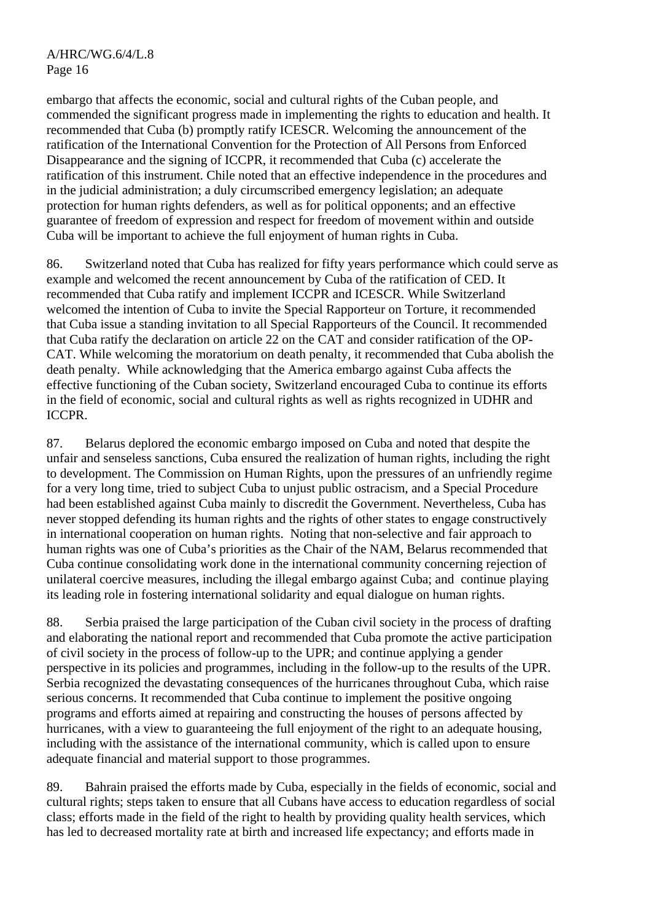embargo that affects the economic, social and cultural rights of the Cuban people, and commended the significant progress made in implementing the rights to education and health. It recommended that Cuba (b) promptly ratify ICESCR. Welcoming the announcement of the ratification of the International Convention for the Protection of All Persons from Enforced Disappearance and the signing of ICCPR, it recommended that Cuba (c) accelerate the ratification of this instrument. Chile noted that an effective independence in the procedures and in the judicial administration; a duly circumscribed emergency legislation; an adequate protection for human rights defenders, as well as for political opponents; and an effective guarantee of freedom of expression and respect for freedom of movement within and outside Cuba will be important to achieve the full enjoyment of human rights in Cuba.

86. Switzerland noted that Cuba has realized for fifty years performance which could serve as example and welcomed the recent announcement by Cuba of the ratification of CED. It recommended that Cuba ratify and implement ICCPR and ICESCR. While Switzerland welcomed the intention of Cuba to invite the Special Rapporteur on Torture, it recommended that Cuba issue a standing invitation to all Special Rapporteurs of the Council. It recommended that Cuba ratify the declaration on article 22 on the CAT and consider ratification of the OP-CAT. While welcoming the moratorium on death penalty, it recommended that Cuba abolish the death penalty. While acknowledging that the America embargo against Cuba affects the effective functioning of the Cuban society, Switzerland encouraged Cuba to continue its efforts in the field of economic, social and cultural rights as well as rights recognized in UDHR and ICCPR.

87. Belarus deplored the economic embargo imposed on Cuba and noted that despite the unfair and senseless sanctions, Cuba ensured the realization of human rights, including the right to development. The Commission on Human Rights, upon the pressures of an unfriendly regime for a very long time, tried to subject Cuba to unjust public ostracism, and a Special Procedure had been established against Cuba mainly to discredit the Government. Nevertheless, Cuba has never stopped defending its human rights and the rights of other states to engage constructively in international cooperation on human rights. Noting that non-selective and fair approach to human rights was one of Cuba's priorities as the Chair of the NAM, Belarus recommended that Cuba continue consolidating work done in the international community concerning rejection of unilateral coercive measures, including the illegal embargo against Cuba; and continue playing its leading role in fostering international solidarity and equal dialogue on human rights.

88. Serbia praised the large participation of the Cuban civil society in the process of drafting and elaborating the national report and recommended that Cuba promote the active participation of civil society in the process of follow-up to the UPR; and continue applying a gender perspective in its policies and programmes, including in the follow-up to the results of the UPR. Serbia recognized the devastating consequences of the hurricanes throughout Cuba, which raise serious concerns. It recommended that Cuba continue to implement the positive ongoing programs and efforts aimed at repairing and constructing the houses of persons affected by hurricanes, with a view to guaranteeing the full enjoyment of the right to an adequate housing, including with the assistance of the international community, which is called upon to ensure adequate financial and material support to those programmes.

89. Bahrain praised the efforts made by Cuba, especially in the fields of economic, social and cultural rights; steps taken to ensure that all Cubans have access to education regardless of social class; efforts made in the field of the right to health by providing quality health services, which has led to decreased mortality rate at birth and increased life expectancy; and efforts made in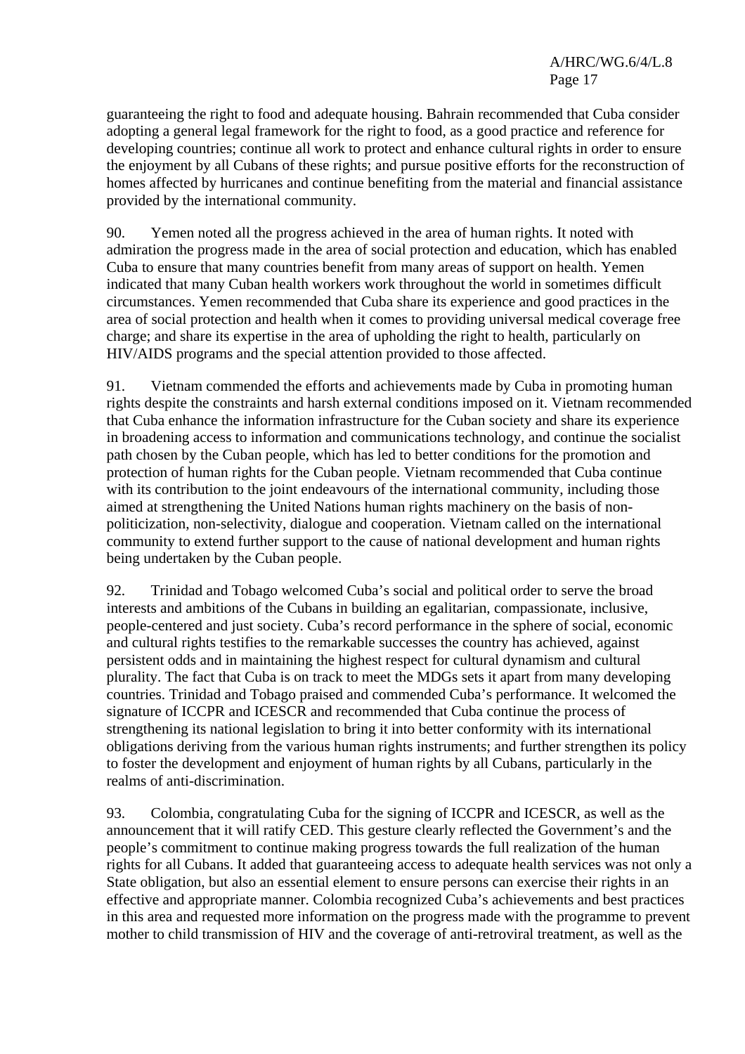guaranteeing the right to food and adequate housing. Bahrain recommended that Cuba consider adopting a general legal framework for the right to food, as a good practice and reference for developing countries; continue all work to protect and enhance cultural rights in order to ensure the enjoyment by all Cubans of these rights; and pursue positive efforts for the reconstruction of homes affected by hurricanes and continue benefiting from the material and financial assistance provided by the international community.

90. Yemen noted all the progress achieved in the area of human rights. It noted with admiration the progress made in the area of social protection and education, which has enabled Cuba to ensure that many countries benefit from many areas of support on health. Yemen indicated that many Cuban health workers work throughout the world in sometimes difficult circumstances. Yemen recommended that Cuba share its experience and good practices in the area of social protection and health when it comes to providing universal medical coverage free charge; and share its expertise in the area of upholding the right to health, particularly on HIV/AIDS programs and the special attention provided to those affected.

91. Vietnam commended the efforts and achievements made by Cuba in promoting human rights despite the constraints and harsh external conditions imposed on it. Vietnam recommended that Cuba enhance the information infrastructure for the Cuban society and share its experience in broadening access to information and communications technology, and continue the socialist path chosen by the Cuban people, which has led to better conditions for the promotion and protection of human rights for the Cuban people. Vietnam recommended that Cuba continue with its contribution to the joint endeavours of the international community, including those aimed at strengthening the United Nations human rights machinery on the basis of non-politicization, non-selectivity, dialogue and cooperation. Vietnam called on the international community to extend further support to the cause of national development and human rights being undertaken by the Cuban people.

92. Trinidad and Tobago welcomed Cuba's social and political order to serve the broad interests and ambitions of the Cubans in building an egalitarian, compassionate, inclusive, people-centered and just society. Cuba's record performance in the sphere of social, economic and cultural rights testifies to the remarkable successes the country has achieved, against persistent odds and in maintaining the highest respect for cultural dynamism and cultural plurality. The fact that Cuba is on track to meet the MDGs sets it apart from many developing countries. Trinidad and Tobago praised and commended Cuba's performance. It welcomed the signature of ICCPR and ICESCR and recommended that Cuba continue the process of strengthening its national legislation to bring it into better conformity with its international obligations deriving from the various human rights instruments; and further strengthen its policy to foster the development and enjoyment of human rights by all Cubans, particularly in the realms of anti-discrimination.

93. Colombia, congratulating Cuba for the signing of ICCPR and ICESCR, as well as the announcement that it will ratify CED. This gesture clearly reflected the Government's and the people's commitment to continue making progress towards the full realization of the human rights for all Cubans. It added that guaranteeing access to adequate health services was not only a State obligation, but also an essential element to ensure persons can exercise their rights in an effective and appropriate manner. Colombia recognized Cuba's achievements and best practices in this area and requested more information on the progress made with the programme to prevent mother to child transmission of HIV and the coverage of anti-retroviral treatment, as well as the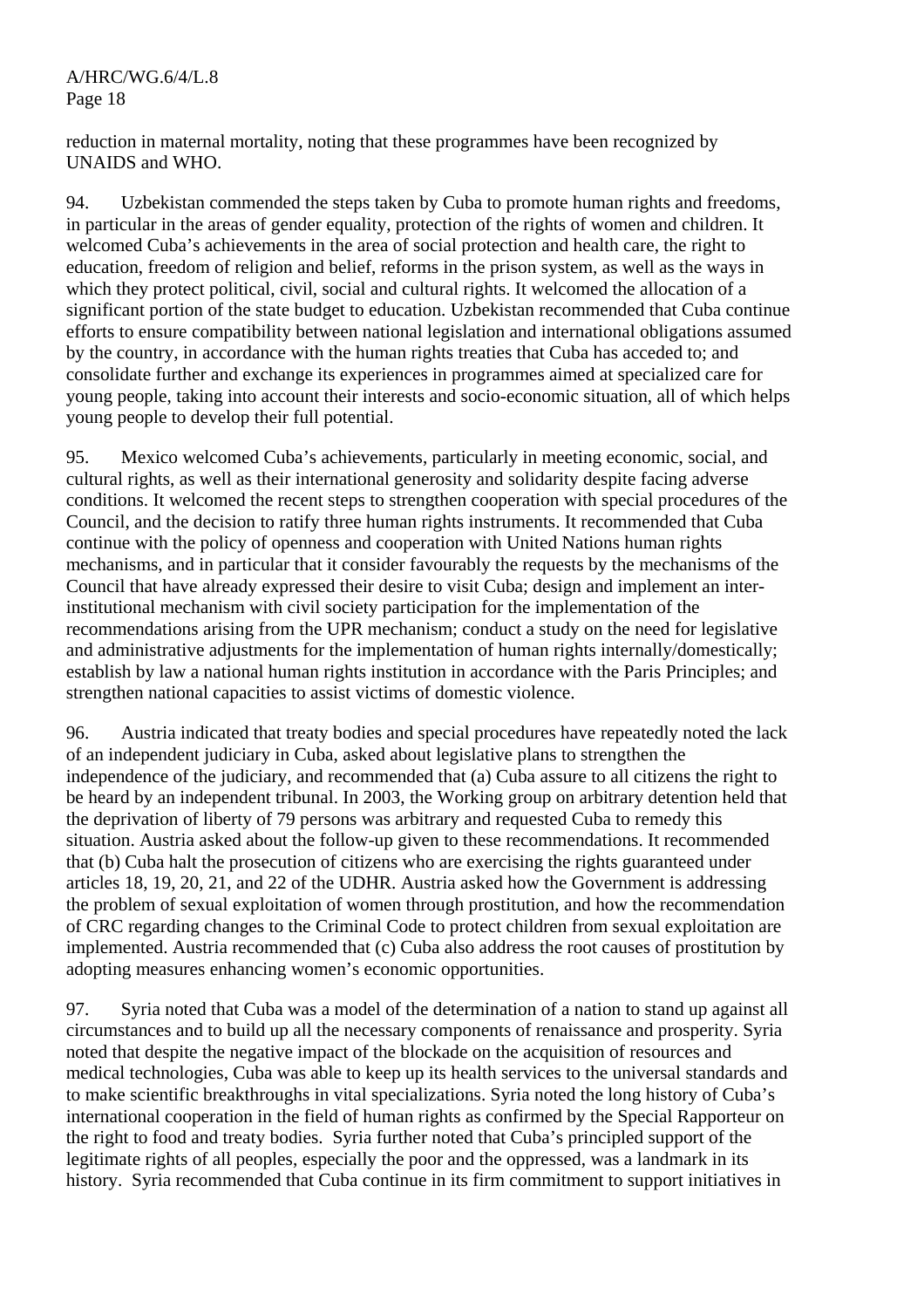reduction in maternal mortality, noting that these programmes have been recognized by UNAIDS and WHO.

94. Uzbekistan commended the steps taken by Cuba to promote human rights and freedoms, in particular in the areas of gender equality, protection of the rights of women and children. It welcomed Cuba's achievements in the area of social protection and health care, the right to education, freedom of religion and belief, reforms in the prison system, as well as the ways in which they protect political, civil, social and cultural rights. It welcomed the allocation of a significant portion of the state budget to education. Uzbekistan recommended that Cuba continue efforts to ensure compatibility between national legislation and international obligations assumed by the country, in accordance with the human rights treaties that Cuba has acceded to; and consolidate further and exchange its experiences in programmes aimed at specialized care for young people, taking into account their interests and socio-economic situation, all of which helps young people to develop their full potential.

95. Mexico welcomed Cuba's achievements, particularly in meeting economic, social, and cultural rights, as well as their international generosity and solidarity despite facing adverse conditions. It welcomed the recent steps to strengthen cooperation with special procedures of the Council, and the decision to ratify three human rights instruments. It recommended that Cuba continue with the policy of openness and cooperation with United Nations human rights mechanisms, and in particular that it consider favourably the requests by the mechanisms of the Council that have already expressed their desire to visit Cuba; design and implement an inter-institutional mechanism with civil society participation for the implementation of the recommendations arising from the UPR mechanism; conduct a study on the need for legislative and administrative adjustments for the implementation of human rights internally/domestically; establish by law a national human rights institution in accordance with the Paris Principles; and strengthen national capacities to assist victims of domestic violence.

96. Austria indicated that treaty bodies and special procedures have repeatedly noted the lack of an independent judiciary in Cuba, asked about legislative plans to strengthen the independence of the judiciary, and recommended that (a) Cuba assure to all citizens the right to be heard by an independent tribunal. In 2003, the Working group on arbitrary detention held that the deprivation of liberty of 79 persons was arbitrary and requested Cuba to remedy this situation. Austria asked about the follow-up given to these recommendations. It recommended that (b) Cuba halt the prosecution of citizens who are exercising the rights guaranteed under articles 18, 19, 20, 21, and 22 of the UDHR. Austria asked how the Government is addressing the problem of sexual exploitation of women through prostitution, and how the recommendation of CRC regarding changes to the Criminal Code to protect children from sexual exploitation are implemented. Austria recommended that (c) Cuba also address the root causes of prostitution by adopting measures enhancing women's economic opportunities.

97. Syria noted that Cuba was a model of the determination of a nation to stand up against all circumstances and to build up all the necessary components of renaissance and prosperity. Syria noted that despite the negative impact of the blockade on the acquisition of resources and medical technologies, Cuba was able to keep up its health services to the universal standards and to make scientific breakthroughs in vital specializations. Syria noted the long history of Cuba's international cooperation in the field of human rights as confirmed by the Special Rapporteur on the right to food and treaty bodies. Syria further noted that Cuba's principled support of the legitimate rights of all peoples, especially the poor and the oppressed, was a landmark in its history. Syria recommended that Cuba continue in its firm commitment to support initiatives in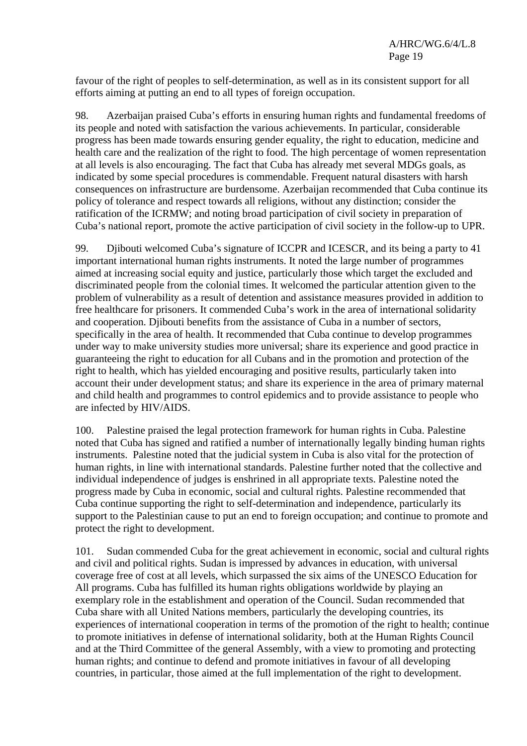favour of the right of peoples to self-determination, as well as in its consistent support for all efforts aiming at putting an end to all types of foreign occupation.

98. Azerbaijan praised Cuba's efforts in ensuring human rights and fundamental freedoms of its people and noted with satisfaction the various achievements. In particular, considerable progress has been made towards ensuring gender equality, the right to education, medicine and health care and the realization of the right to food. The high percentage of women representation at all levels is also encouraging. The fact that Cuba has already met several MDGs goals, as indicated by some special procedures is commendable. Frequent natural disasters with harsh consequences on infrastructure are burdensome. Azerbaijan recommended that Cuba continue its policy of tolerance and respect towards all religions, without any distinction; consider the ratification of the ICRMW; and noting broad participation of civil society in preparation of Cuba's national report, promote the active participation of civil society in the follow-up to UPR.

99. Djibouti welcomed Cuba's signature of ICCPR and ICESCR, and its being a party to 41 important international human rights instruments. It noted the large number of programmes aimed at increasing social equity and justice, particularly those which target the excluded and discriminated people from the colonial times. It welcomed the particular attention given to the problem of vulnerability as a result of detention and assistance measures provided in addition to free healthcare for prisoners. It commended Cuba's work in the area of international solidarity and cooperation. Djibouti benefits from the assistance of Cuba in a number of sectors, specifically in the area of health. It recommended that Cuba continue to develop programmes under way to make university studies more universal; share its experience and good practice in guaranteeing the right to education for all Cubans and in the promotion and protection of the right to health, which has yielded encouraging and positive results, particularly taken into account their under development status; and share its experience in the area of primary maternal and child health and programmes to control epidemics and to provide assistance to people who are infected by HIV/AIDS.

100. Palestine praised the legal protection framework for human rights in Cuba. Palestine noted that Cuba has signed and ratified a number of internationally legally binding human rights instruments. Palestine noted that the judicial system in Cuba is also vital for the protection of human rights, in line with international standards. Palestine further noted that the collective and individual independence of judges is enshrined in all appropriate texts. Palestine noted the progress made by Cuba in economic, social and cultural rights. Palestine recommended that Cuba continue supporting the right to self-determination and independence, particularly its support to the Palestinian cause to put an end to foreign occupation; and continue to promote and protect the right to development.

101. Sudan commended Cuba for the great achievement in economic, social and cultural rights and civil and political rights. Sudan is impressed by advances in education, with universal coverage free of cost at all levels, which surpassed the six aims of the UNESCO Education for All programs. Cuba has fulfilled its human rights obligations worldwide by playing an exemplary role in the establishment and operation of the Council. Sudan recommended that Cuba share with all United Nations members, particularly the developing countries, its experiences of international cooperation in terms of the promotion of the right to health; continue to promote initiatives in defense of international solidarity, both at the Human Rights Council and at the Third Committee of the general Assembly, with a view to promoting and protecting human rights; and continue to defend and promote initiatives in favour of all developing countries, in particular, those aimed at the full implementation of the right to development.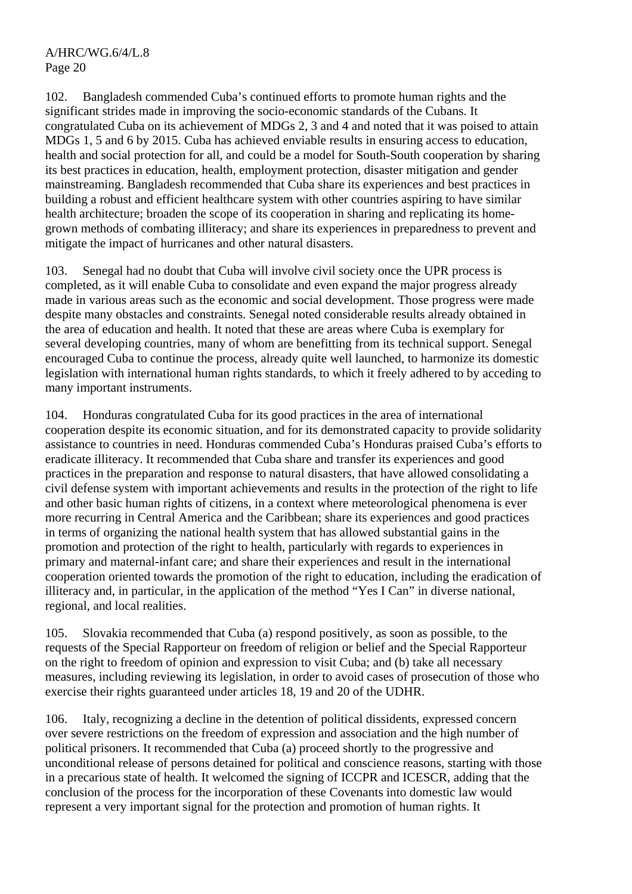102. Bangladesh commended Cuba's continued efforts to promote human rights and the significant strides made in improving the socio-economic standards of the Cubans. It congratulated Cuba on its achievement of MDGs 2, 3 and 4 and noted that it was poised to attain MDGs 1, 5 and 6 by 2015. Cuba has achieved enviable results in ensuring access to education, health and social protection for all, and could be a model for South-South cooperation by sharing its best practices in education, health, employment protection, disaster mitigation and gender mainstreaming. Bangladesh recommended that Cuba share its experiences and best practices in building a robust and efficient healthcare system with other countries aspiring to have similar health architecture; broaden the scope of its cooperation in sharing and replicating its home-grown methods of combating illiteracy; and share its experiences in preparedness to prevent and mitigate the impact of hurricanes and other natural disasters.

103. Senegal had no doubt that Cuba will involve civil society once the UPR process is completed, as it will enable Cuba to consolidate and even expand the major progress already made in various areas such as the economic and social development. Those progress were made despite many obstacles and constraints. Senegal noted considerable results already obtained in the area of education and health. It noted that these are areas where Cuba is exemplary for several developing countries, many of whom are benefitting from its technical support. Senegal encouraged Cuba to continue the process, already quite well launched, to harmonize its domestic legislation with international human rights standards, to which it freely adhered to by acceding to many important instruments.

104. Honduras congratulated Cuba for its good practices in the area of international cooperation despite its economic situation, and for its demonstrated capacity to provide solidarity assistance to countries in need. Honduras commended Cuba's Honduras praised Cuba's efforts to eradicate illiteracy. It recommended that Cuba share and transfer its experiences and good practices in the preparation and response to natural disasters, that have allowed consolidating a civil defense system with important achievements and results in the protection of the right to life and other basic human rights of citizens, in a context where meteorological phenomena is ever more recurring in Central America and the Caribbean; share its experiences and good practices in terms of organizing the national health system that has allowed substantial gains in the promotion and protection of the right to health, particularly with regards to experiences in primary and maternal-infant care; and share their experiences and result in the international cooperation oriented towards the promotion of the right to education, including the eradication of illiteracy and, in particular, in the application of the method "Yes I Can" in diverse national, regional, and local realities.

105. Slovakia recommended that Cuba (a) respond positively, as soon as possible, to the requests of the Special Rapporteur on freedom of religion or belief and the Special Rapporteur on the right to freedom of opinion and expression to visit Cuba; and (b) take all necessary measures, including reviewing its legislation, in order to avoid cases of prosecution of those who exercise their rights guaranteed under articles 18, 19 and 20 of the UDHR.

106. Italy, recognizing a decline in the detention of political dissidents, expressed concern over severe restrictions on the freedom of expression and association and the high number of political prisoners. It recommended that Cuba (a) proceed shortly to the progressive and unconditional release of persons detained for political and conscience reasons, starting with those in a precarious state of health. It welcomed the signing of ICCPR and ICESCR, adding that the conclusion of the process for the incorporation of these Covenants into domestic law would represent a very important signal for the protection and promotion of human rights. It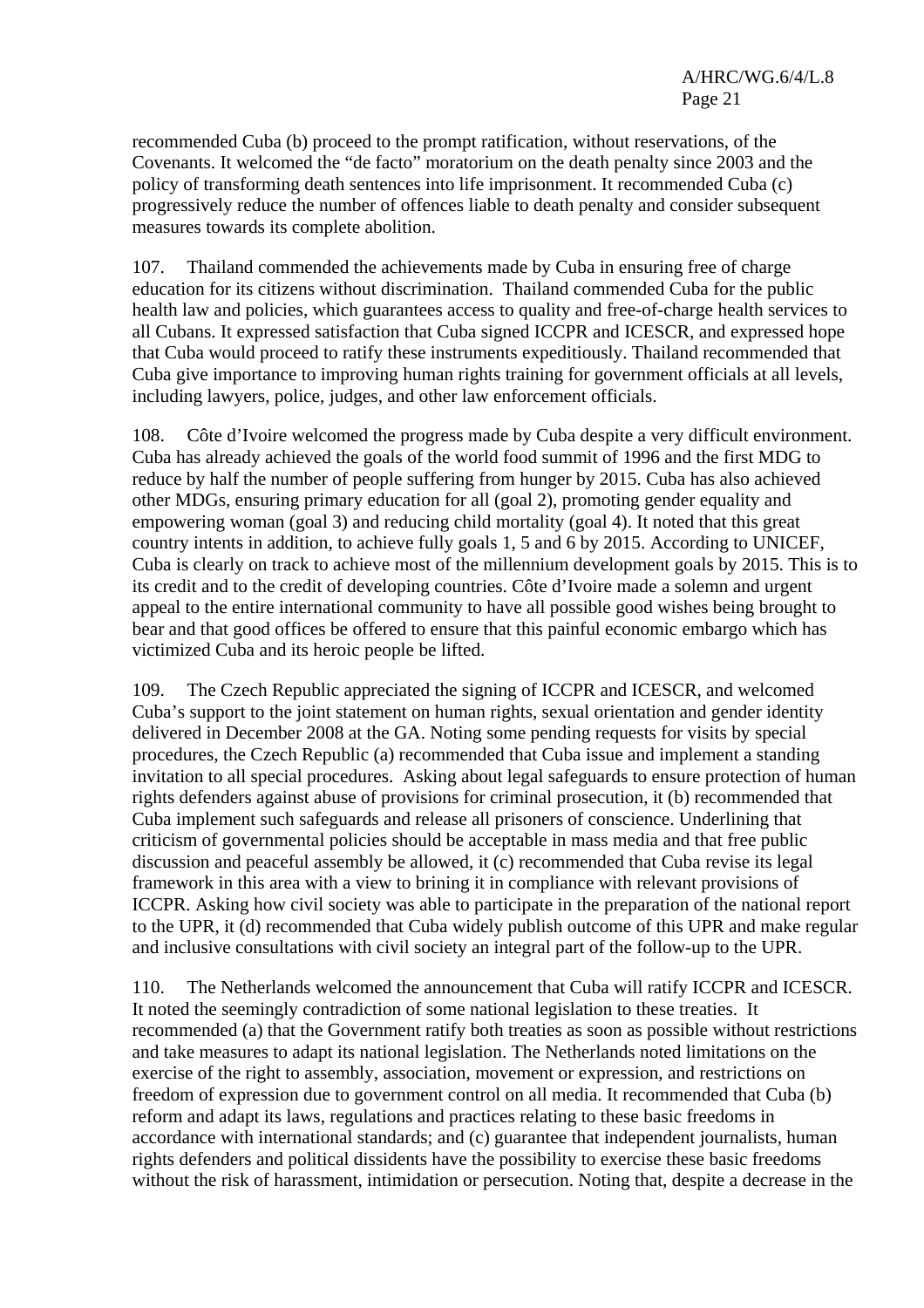recommended Cuba (b) proceed to the prompt ratification, without reservations, of the Covenants. It welcomed the "de facto" moratorium on the death penalty since 2003 and the policy of transforming death sentences into life imprisonment. It recommended Cuba (c) progressively reduce the number of offences liable to death penalty and consider subsequent measures towards its complete abolition.

107. Thailand commended the achievements made by Cuba in ensuring free of charge education for its citizens without discrimination. Thailand commended Cuba for the public health law and policies, which guarantees access to quality and free-of-charge health services to all Cubans. It expressed satisfaction that Cuba signed ICCPR and ICESCR, and expressed hope that Cuba would proceed to ratify these instruments expeditiously. Thailand recommended that Cuba give importance to improving human rights training for government officials at all levels, including lawyers, police, judges, and other law enforcement officials.

108. Côte d'Ivoire welcomed the progress made by Cuba despite a very difficult environment. Cuba has already achieved the goals of the world food summit of 1996 and the first MDG to reduce by half the number of people suffering from hunger by 2015. Cuba has also achieved other MDGs, ensuring primary education for all (goal 2), promoting gender equality and empowering woman (goal 3) and reducing child mortality (goal 4). It noted that this great country intents in addition, to achieve fully goals 1, 5 and 6 by 2015. According to UNICEF, Cuba is clearly on track to achieve most of the millennium development goals by 2015. This is to its credit and to the credit of developing countries. Côte d'Ivoire made a solemn and urgent appeal to the entire international community to have all possible good wishes being brought to bear and that good offices be offered to ensure that this painful economic embargo which has victimized Cuba and its heroic people be lifted.

109. The Czech Republic appreciated the signing of ICCPR and ICESCR, and welcomed Cuba's support to the joint statement on human rights, sexual orientation and gender identity delivered in December 2008 at the GA. Noting some pending requests for visits by special procedures, the Czech Republic (a) recommended that Cuba issue and implement a standing invitation to all special procedures. Asking about legal safeguards to ensure protection of human rights defenders against abuse of provisions for criminal prosecution, it (b) recommended that Cuba implement such safeguards and release all prisoners of conscience. Underlining that criticism of governmental policies should be acceptable in mass media and that free public discussion and peaceful assembly be allowed, it (c) recommended that Cuba revise its legal framework in this area with a view to brining it in compliance with relevant provisions of ICCPR. Asking how civil society was able to participate in the preparation of the national report to the UPR, it (d) recommended that Cuba widely publish outcome of this UPR and make regular and inclusive consultations with civil society an integral part of the follow-up to the UPR.

110. The Netherlands welcomed the announcement that Cuba will ratify ICCPR and ICESCR. It noted the seemingly contradiction of some national legislation to these treaties. It recommended (a) that the Government ratify both treaties as soon as possible without restrictions and take measures to adapt its national legislation. The Netherlands noted limitations on the exercise of the right to assembly, association, movement or expression, and restrictions on freedom of expression due to government control on all media. It recommended that Cuba (b) reform and adapt its laws, regulations and practices relating to these basic freedoms in accordance with international standards; and (c) guarantee that independent journalists, human rights defenders and political dissidents have the possibility to exercise these basic freedoms without the risk of harassment, intimidation or persecution. Noting that, despite a decrease in the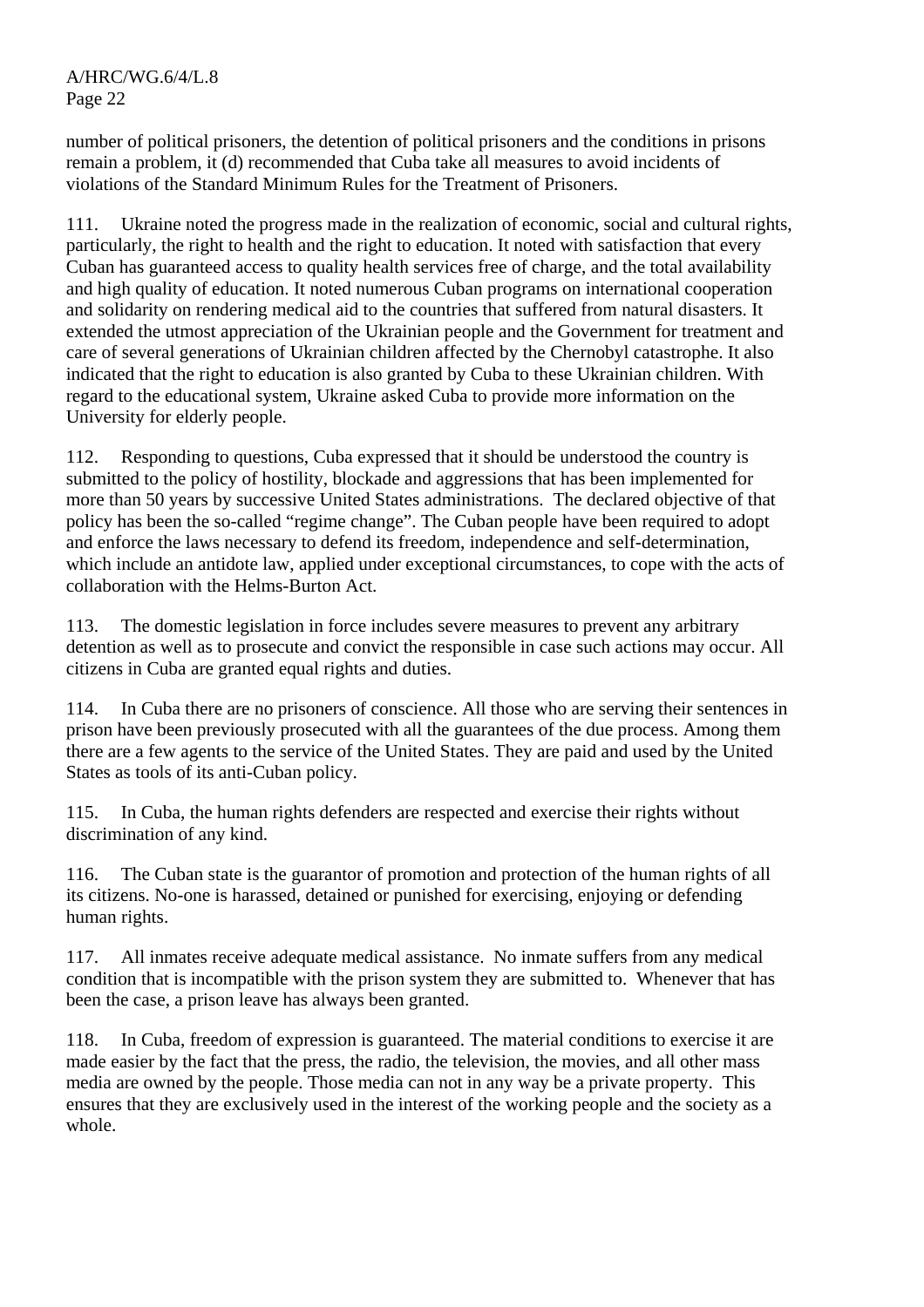number of political prisoners, the detention of political prisoners and the conditions in prisons remain a problem, it (d) recommended that Cuba take all measures to avoid incidents of violations of the Standard Minimum Rules for the Treatment of Prisoners.

111. Ukraine noted the progress made in the realization of economic, social and cultural rights, particularly, the right to health and the right to education. It noted with satisfaction that every Cuban has guaranteed access to quality health services free of charge, and the total availability and high quality of education. It noted numerous Cuban programs on international cooperation and solidarity on rendering medical aid to the countries that suffered from natural disasters. It extended the utmost appreciation of the Ukrainian people and the Government for treatment and care of several generations of Ukrainian children affected by the Chernobyl catastrophe. It also indicated that the right to education is also granted by Cuba to these Ukrainian children. With regard to the educational system, Ukraine asked Cuba to provide more information on the University for elderly people.

112. Responding to questions, Cuba expressed that it should be understood the country is submitted to the policy of hostility, blockade and aggressions that has been implemented for more than 50 years by successive United States administrations. The declared objective of that policy has been the so-called "regime change". The Cuban people have been required to adopt and enforce the laws necessary to defend its freedom, independence and self-determination, which include an antidote law, applied under exceptional circumstances, to cope with the acts of collaboration with the Helms-Burton Act.

113. The domestic legislation in force includes severe measures to prevent any arbitrary detention as well as to prosecute and convict the responsible in case such actions may occur. All citizens in Cuba are granted equal rights and duties.

114. In Cuba there are no prisoners of conscience. All those who are serving their sentences in prison have been previously prosecuted with all the guarantees of the due process. Among them there are a few agents to the service of the United States. They are paid and used by the United States as tools of its anti-Cuban policy.

115. In Cuba, the human rights defenders are respected and exercise their rights without discrimination of any kind.

116. The Cuban state is the guarantor of promotion and protection of the human rights of all its citizens. No-one is harassed, detained or punished for exercising, enjoying or defending human rights.

117. All inmates receive adequate medical assistance. No inmate suffers from any medical condition that is incompatible with the prison system they are submitted to. Whenever that has been the case, a prison leave has always been granted.

118. In Cuba, freedom of expression is guaranteed. The material conditions to exercise it are made easier by the fact that the press, the radio, the television, the movies, and all other mass media are owned by the people. Those media can not in any way be a private property. This ensures that they are exclusively used in the interest of the working people and the society as a whole.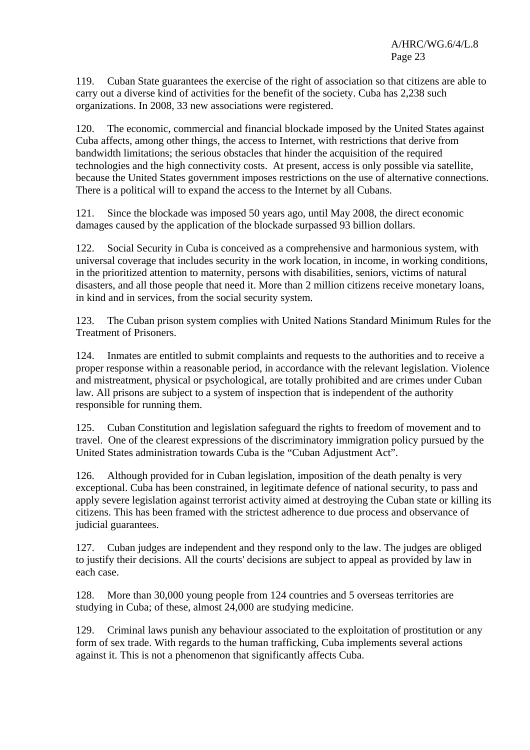119. Cuban State guarantees the exercise of the right of association so that citizens are able to carry out a diverse kind of activities for the benefit of the society. Cuba has 2,238 such organizations. In 2008, 33 new associations were registered.

120. The economic, commercial and financial blockade imposed by the United States against Cuba affects, among other things, the access to Internet, with restrictions that derive from bandwidth limitations; the serious obstacles that hinder the acquisition of the required technologies and the high connectivity costs. At present, access is only possible via satellite, because the United States government imposes restrictions on the use of alternative connections. There is a political will to expand the access to the Internet by all Cubans.

121. Since the blockade was imposed 50 years ago, until May 2008, the direct economic damages caused by the application of the blockade surpassed 93 billion dollars.

122. Social Security in Cuba is conceived as a comprehensive and harmonious system, with universal coverage that includes security in the work location, in income, in working conditions, in the prioritized attention to maternity, persons with disabilities, seniors, victims of natural disasters, and all those people that need it. More than 2 million citizens receive monetary loans, in kind and in services, from the social security system.

123. The Cuban prison system complies with United Nations Standard Minimum Rules for the Treatment of Prisoners.

124. Inmates are entitled to submit complaints and requests to the authorities and to receive a proper response within a reasonable period, in accordance with the relevant legislation. Violence and mistreatment, physical or psychological, are totally prohibited and are crimes under Cuban law. All prisons are subject to a system of inspection that is independent of the authority responsible for running them.

125. Cuban Constitution and legislation safeguard the rights to freedom of movement and to travel. One of the clearest expressions of the discriminatory immigration policy pursued by the United States administration towards Cuba is the "Cuban Adjustment Act".

126. Although provided for in Cuban legislation, imposition of the death penalty is very exceptional. Cuba has been constrained, in legitimate defence of national security, to pass and apply severe legislation against terrorist activity aimed at destroying the Cuban state or killing its citizens. This has been framed with the strictest adherence to due process and observance of judicial guarantees.

127. Cuban judges are independent and they respond only to the law. The judges are obliged to justify their decisions. All the courts' decisions are subject to appeal as provided by law in each case.

128. More than 30,000 young people from 124 countries and 5 overseas territories are studying in Cuba; of these, almost 24,000 are studying medicine.

129. Criminal laws punish any behaviour associated to the exploitation of prostitution or any form of sex trade. With regards to the human trafficking, Cuba implements several actions against it. This is not a phenomenon that significantly affects Cuba.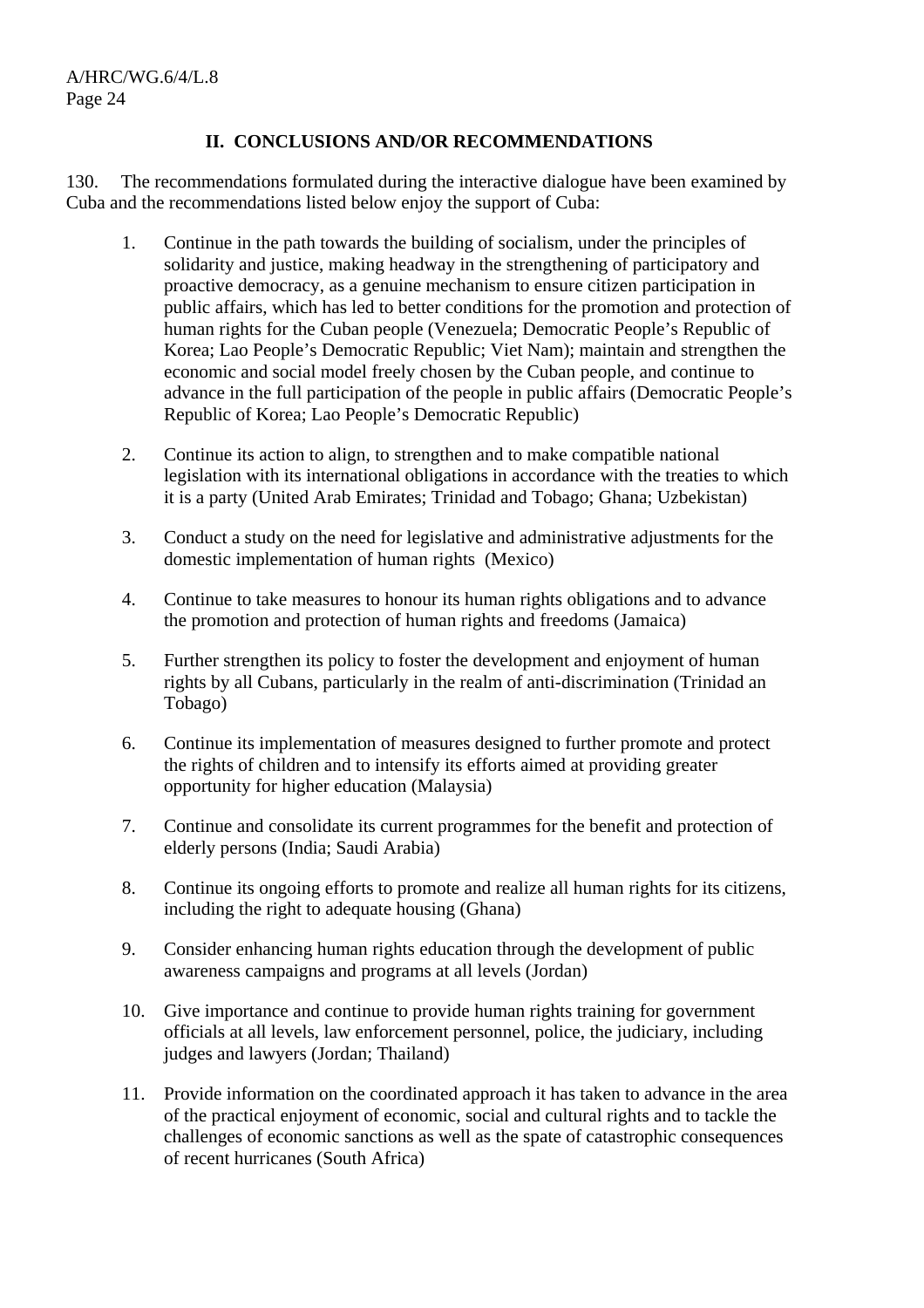## II. CONCLUSIONS AND/OR RECOMMENDATIONS

130. The recommendations formulated during the interactive dialogue have been examined by Cuba and the recommendations listed below enjoy the support of Cuba:

1. Continue in the path towards the building of socialism, under the principles of solidarity and justice, making headway in the strengthening of participatory and proactive democracy, as a genuine mechanism to ensure citizen participation in public affairs, which has led to better conditions for the promotion and protection of human rights for the Cuban people (Venezuela; Democratic People's Republic of Korea; Lao People's Democratic Republic; Viet Nam); maintain and strengthen the economic and social model freely chosen by the Cuban people, and continue to advance in the full participation of the people in public affairs (Democratic People's Republic of Korea; Lao People's Democratic Republic)

2. Continue its action to align, to strengthen and to make compatible national legislation with its international obligations in accordance with the treaties to which it is a party (United Arab Emirates; Trinidad and Tobago; Ghana; Uzbekistan)

3. Conduct a study on the need for legislative and administrative adjustments for the domestic implementation of human rights (Mexico)

4. Continue to take measures to honour its human rights obligations and to advance the promotion and protection of human rights and freedoms (Jamaica)

5. Further strengthen its policy to foster the development and enjoyment of human rights by all Cubans, particularly in the realm of anti-discrimination (Trinidad an Tobago)

6. Continue its implementation of measures designed to further promote and protect the rights of children and to intensify its efforts aimed at providing greater opportunity for higher education (Malaysia)

7. Continue and consolidate its current programmes for the benefit and protection of elderly persons (India; Saudi Arabia)

8. Continue its ongoing efforts to promote and realize all human rights for its citizens, including the right to adequate housing (Ghana)

9. Consider enhancing human rights education through the development of public awareness campaigns and programs at all levels (Jordan)

10. Give importance and continue to provide human rights training for government officials at all levels, law enforcement personnel, police, the judiciary, including judges and lawyers (Jordan; Thailand)

11. Provide information on the coordinated approach it has taken to advance in the area of the practical enjoyment of economic, social and cultural rights and to tackle the challenges of economic sanctions as well as the spate of catastrophic consequences of recent hurricanes (South Africa)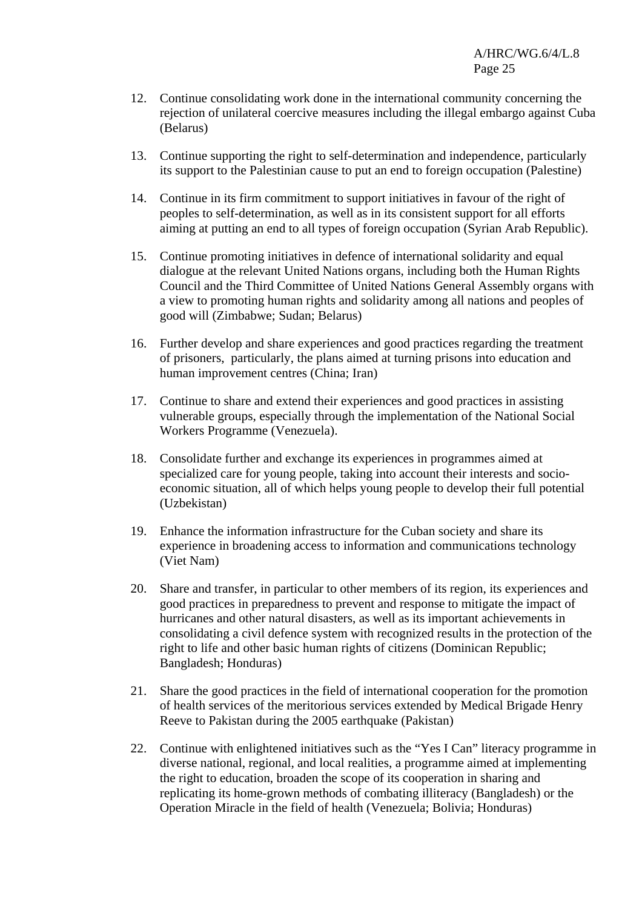12. Continue consolidating work done in the international community concerning the rejection of unilateral coercive measures including the illegal embargo against Cuba (Belarus)

13. Continue supporting the right to self-determination and independence, particularly its support to the Palestinian cause to put an end to foreign occupation (Palestine)

14. Continue in its firm commitment to support initiatives in favour of the right of peoples to self-determination, as well as in its consistent support for all efforts aiming at putting an end to all types of foreign occupation (Syrian Arab Republic).

15. Continue promoting initiatives in defence of international solidarity and equal dialogue at the relevant United Nations organs, including both the Human Rights Council and the Third Committee of United Nations General Assembly organs with a view to promoting human rights and solidarity among all nations and peoples of good will (Zimbabwe; Sudan; Belarus)

16. Further develop and share experiences and good practices regarding the treatment of prisoners, particularly, the plans aimed at turning prisons into education and human improvement centres (China; Iran)

17. Continue to share and extend their experiences and good practices in assisting vulnerable groups, especially through the implementation of the National Social Workers Programme (Venezuela).

18. Consolidate further and exchange its experiences in programmes aimed at specialized care for young people, taking into account their interests and socio-economic situation, all of which helps young people to develop their full potential (Uzbekistan)

19. Enhance the information infrastructure for the Cuban society and share its experience in broadening access to information and communications technology (Viet Nam)

20. Share and transfer, in particular to other members of its region, its experiences and good practices in preparedness to prevent and response to mitigate the impact of hurricanes and other natural disasters, as well as its important achievements in consolidating a civil defence system with recognized results in the protection of the right to life and other basic human rights of citizens (Dominican Republic; Bangladesh; Honduras)

21. Share the good practices in the field of international cooperation for the promotion of health services of the meritorious services extended by Medical Brigade Henry Reeve to Pakistan during the 2005 earthquake (Pakistan)

22. Continue with enlightened initiatives such as the "Yes I Can" literacy programme in diverse national, regional, and local realities, a programme aimed at implementing the right to education, broaden the scope of its cooperation in sharing and replicating its home-grown methods of combating illiteracy (Bangladesh) or the Operation Miracle in the field of health (Venezuela; Bolivia; Honduras)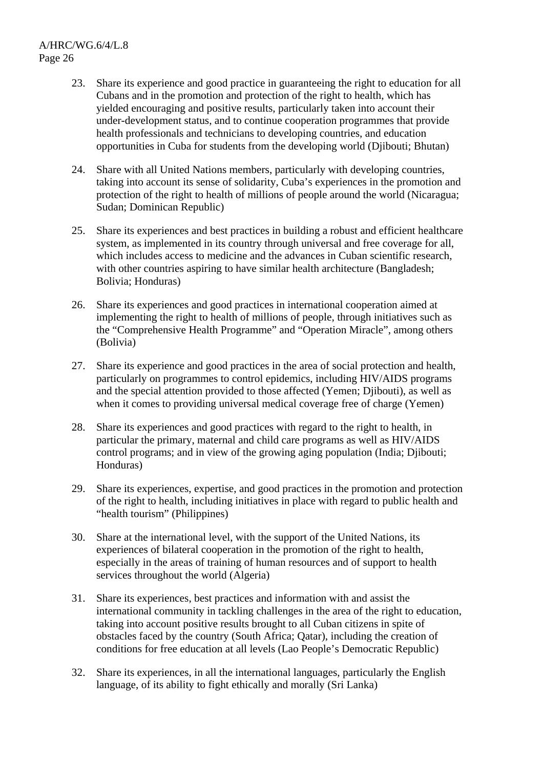23. Share its experience and good practice in guaranteeing the right to education for all Cubans and in the promotion and protection of the right to health, which has yielded encouraging and positive results, particularly taken into account their under-development status, and to continue cooperation programmes that provide health professionals and technicians to developing countries, and education opportunities in Cuba for students from the developing world (Djibouti; Bhutan)

24. Share with all United Nations members, particularly with developing countries, taking into account its sense of solidarity, Cuba's experiences in the promotion and protection of the right to health of millions of people around the world (Nicaragua; Sudan; Dominican Republic)

25. Share its experiences and best practices in building a robust and efficient healthcare system, as implemented in its country through universal and free coverage for all, which includes access to medicine and the advances in Cuban scientific research, with other countries aspiring to have similar health architecture (Bangladesh; Bolivia; Honduras)

26. Share its experiences and good practices in international cooperation aimed at implementing the right to health of millions of people, through initiatives such as the "Comprehensive Health Programme" and "Operation Miracle", among others (Bolivia)

27. Share its experience and good practices in the area of social protection and health, particularly on programmes to control epidemics, including HIV/AIDS programs and the special attention provided to those affected (Yemen; Djibouti), as well as when it comes to providing universal medical coverage free of charge (Yemen)

28. Share its experiences and good practices with regard to the right to health, in particular the primary, maternal and child care programs as well as HIV/AIDS control programs; and in view of the growing aging population (India; Djibouti; Honduras)

29. Share its experiences, expertise, and good practices in the promotion and protection of the right to health, including initiatives in place with regard to public health and "health tourism" (Philippines)

30. Share at the international level, with the support of the United Nations, its experiences of bilateral cooperation in the promotion of the right to health, especially in the areas of training of human resources and of support to health services throughout the world (Algeria)

31. Share its experiences, best practices and information with and assist the international community in tackling challenges in the area of the right to education, taking into account positive results brought to all Cuban citizens in spite of obstacles faced by the country (South Africa; Qatar), including the creation of conditions for free education at all levels (Lao People's Democratic Republic)

32. Share its experiences, in all the international languages, particularly the English language, of its ability to fight ethically and morally (Sri Lanka)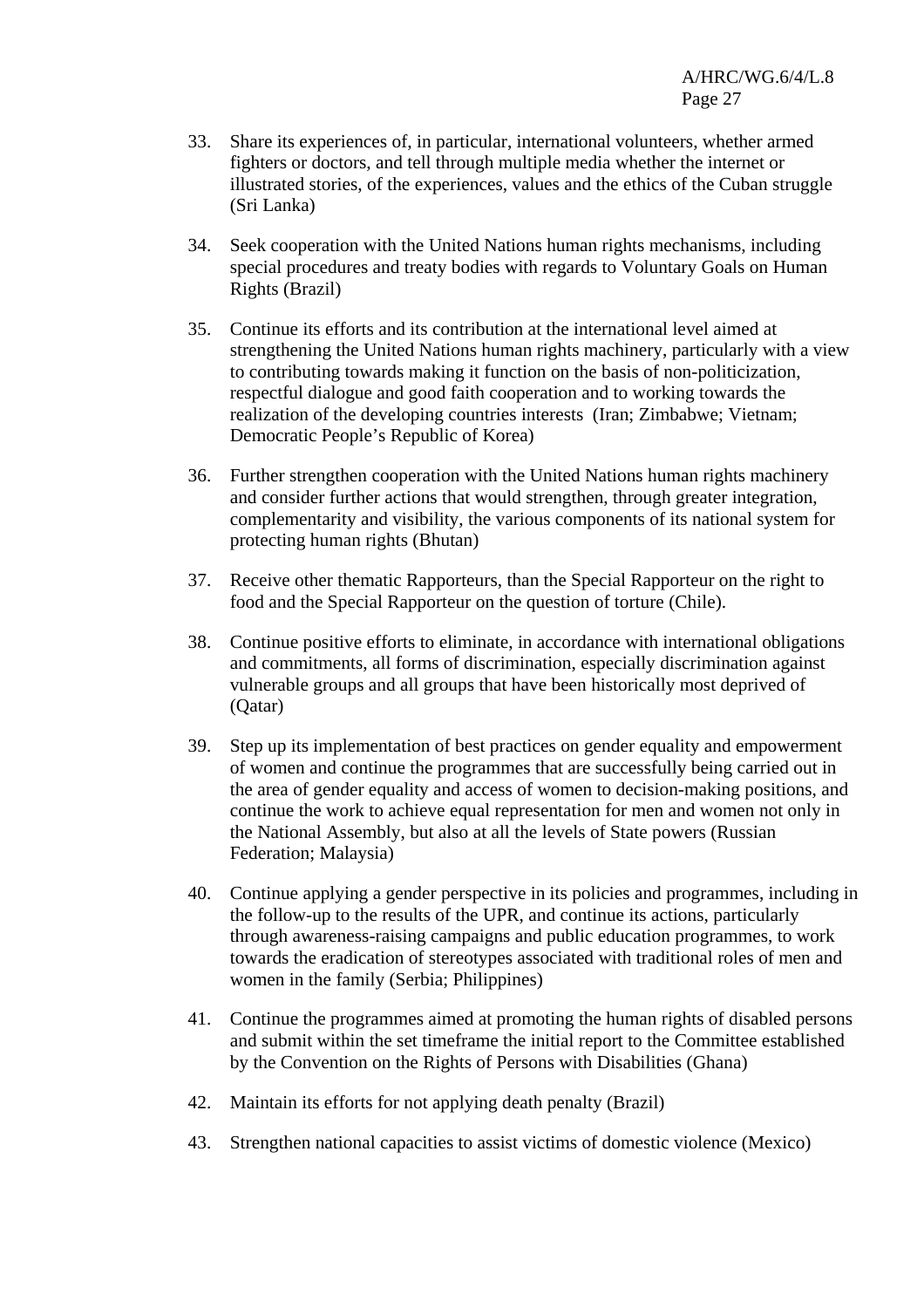33. Share its experiences of, in particular, international volunteers, whether armed fighters or doctors, and tell through multiple media whether the internet or illustrated stories, of the experiences, values and the ethics of the Cuban struggle (Sri Lanka)

34. Seek cooperation with the United Nations human rights mechanisms, including special procedures and treaty bodies with regards to Voluntary Goals on Human Rights (Brazil)

35. Continue its efforts and its contribution at the international level aimed at strengthening the United Nations human rights machinery, particularly with a view to contributing towards making it function on the basis of non-politicization, respectful dialogue and good faith cooperation and to working towards the realization of the developing countries interests (Iran; Zimbabwe; Vietnam; Democratic People's Republic of Korea)

36. Further strengthen cooperation with the United Nations human rights machinery and consider further actions that would strengthen, through greater integration, complementarity and visibility, the various components of its national system for protecting human rights (Bhutan)

37. Receive other thematic Rapporteurs, than the Special Rapporteur on the right to food and the Special Rapporteur on the question of torture (Chile).

38. Continue positive efforts to eliminate, in accordance with international obligations and commitments, all forms of discrimination, especially discrimination against vulnerable groups and all groups that have been historically most deprived of (Qatar)

39. Step up its implementation of best practices on gender equality and empowerment of women and continue the programmes that are successfully being carried out in the area of gender equality and access of women to decision-making positions, and continue the work to achieve equal representation for men and women not only in the National Assembly, but also at all the levels of State powers (Russian Federation; Malaysia)

40. Continue applying a gender perspective in its policies and programmes, including in the follow-up to the results of the UPR, and continue its actions, particularly through awareness-raising campaigns and public education programmes, to work towards the eradication of stereotypes associated with traditional roles of men and women in the family (Serbia; Philippines)

41. Continue the programmes aimed at promoting the human rights of disabled persons and submit within the set timeframe the initial report to the Committee established by the Convention on the Rights of Persons with Disabilities (Ghana)

42. Maintain its efforts for not applying death penalty (Brazil)

43. Strengthen national capacities to assist victims of domestic violence (Mexico)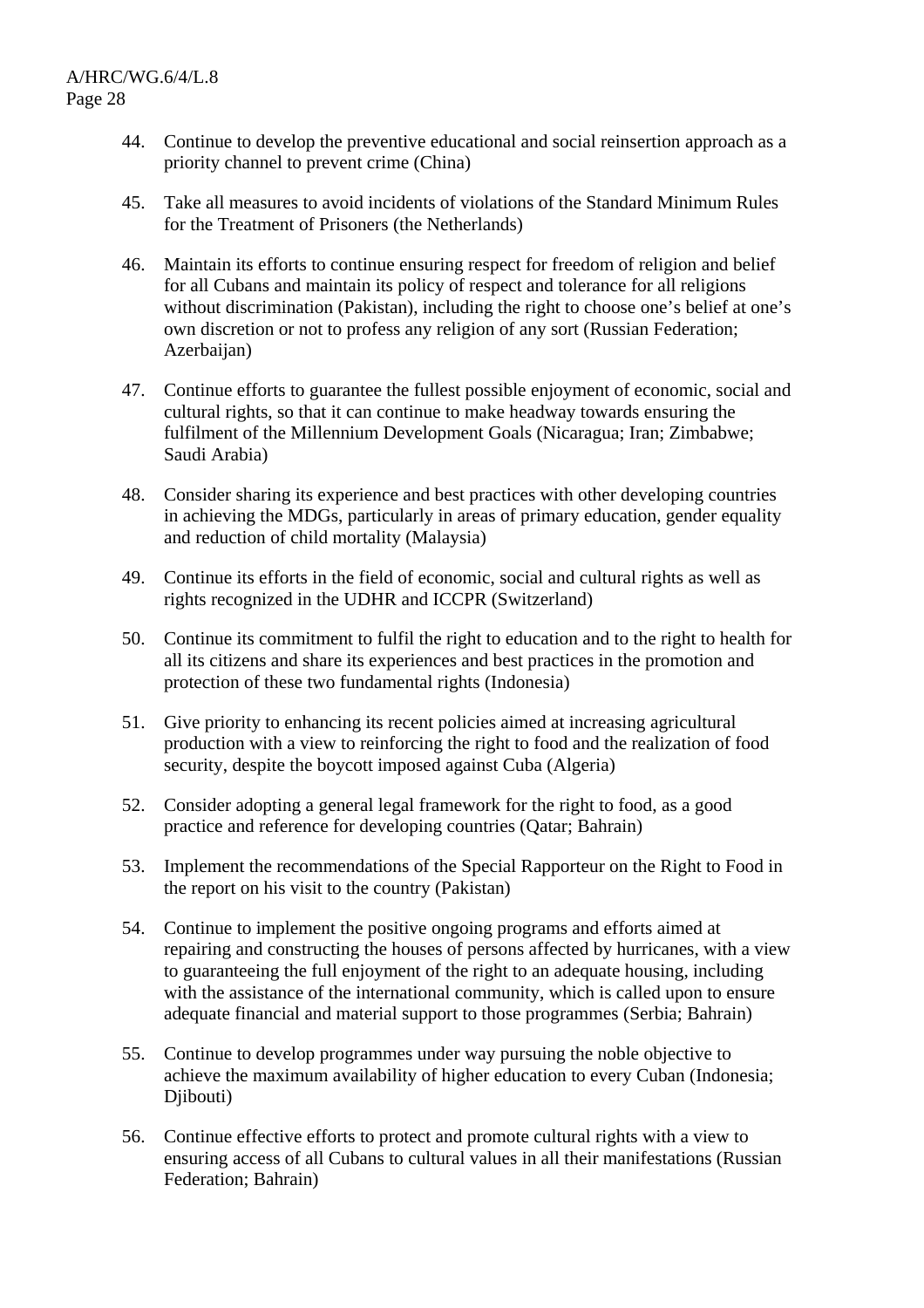44. Continue to develop the preventive educational and social reinsertion approach as a priority channel to prevent crime (China)

45. Take all measures to avoid incidents of violations of the Standard Minimum Rules for the Treatment of Prisoners (the Netherlands)

46. Maintain its efforts to continue ensuring respect for freedom of religion and belief for all Cubans and maintain its policy of respect and tolerance for all religions without discrimination (Pakistan), including the right to choose one's belief at one's own discretion or not to profess any religion of any sort (Russian Federation; Azerbaijan)

47. Continue efforts to guarantee the fullest possible enjoyment of economic, social and cultural rights, so that it can continue to make headway towards ensuring the fulfilment of the Millennium Development Goals (Nicaragua; Iran; Zimbabwe; Saudi Arabia)

48. Consider sharing its experience and best practices with other developing countries in achieving the MDGs, particularly in areas of primary education, gender equality and reduction of child mortality (Malaysia)

49. Continue its efforts in the field of economic, social and cultural rights as well as rights recognized in the UDHR and ICCPR (Switzerland)

50. Continue its commitment to fulfil the right to education and to the right to health for all its citizens and share its experiences and best practices in the promotion and protection of these two fundamental rights (Indonesia)

51. Give priority to enhancing its recent policies aimed at increasing agricultural production with a view to reinforcing the right to food and the realization of food security, despite the boycott imposed against Cuba (Algeria)

52. Consider adopting a general legal framework for the right to food, as a good practice and reference for developing countries (Qatar; Bahrain)

53. Implement the recommendations of the Special Rapporteur on the Right to Food in the report on his visit to the country (Pakistan)

54. Continue to implement the positive ongoing programs and efforts aimed at repairing and constructing the houses of persons affected by hurricanes, with a view to guaranteeing the full enjoyment of the right to an adequate housing, including with the assistance of the international community, which is called upon to ensure adequate financial and material support to those programmes (Serbia; Bahrain)

55. Continue to develop programmes under way pursuing the noble objective to achieve the maximum availability of higher education to every Cuban (Indonesia; Djibouti)

56. Continue effective efforts to protect and promote cultural rights with a view to ensuring access of all Cubans to cultural values in all their manifestations (Russian Federation; Bahrain)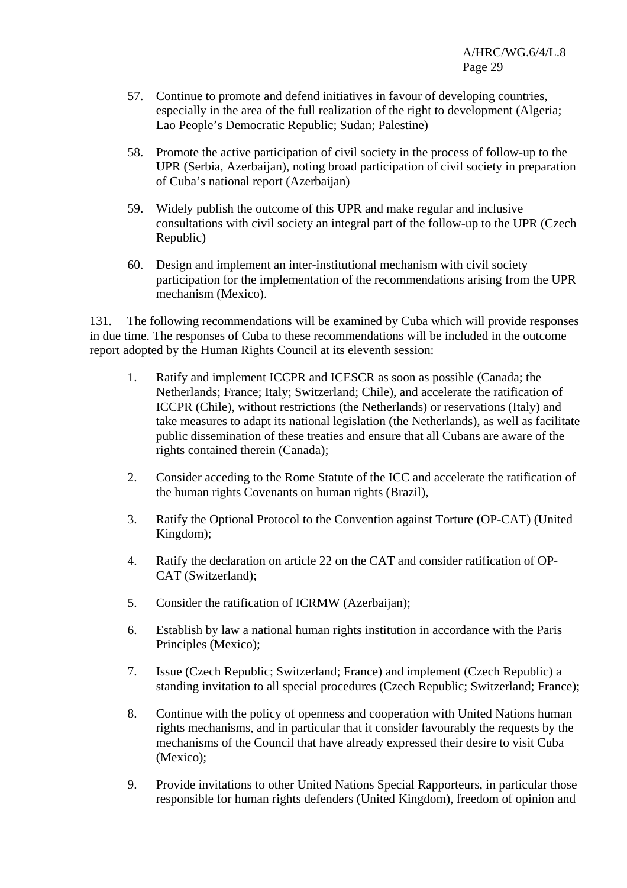57. Continue to promote and defend initiatives in favour of developing countries, especially in the area of the full realization of the right to development (Algeria; Lao People's Democratic Republic; Sudan; Palestine)

58. Promote the active participation of civil society in the process of follow-up to the UPR (Serbia, Azerbaijan), noting broad participation of civil society in preparation of Cuba's national report (Azerbaijan)

59. Widely publish the outcome of this UPR and make regular and inclusive consultations with civil society an integral part of the follow-up to the UPR (Czech Republic)

60. Design and implement an inter-institutional mechanism with civil society participation for the implementation of the recommendations arising from the UPR mechanism (Mexico).

131. The following recommendations will be examined by Cuba which will provide responses in due time. The responses of Cuba to these recommendations will be included in the outcome report adopted by the Human Rights Council at its eleventh session:

1. Ratify and implement ICCPR and ICESCR as soon as possible (Canada; the Netherlands; France; Italy; Switzerland; Chile), and accelerate the ratification of ICCPR (Chile), without restrictions (the Netherlands) or reservations (Italy) and take measures to adapt its national legislation (the Netherlands), as well as facilitate public dissemination of these treaties and ensure that all Cubans are aware of the rights contained therein (Canada);

2. Consider acceding to the Rome Statute of the ICC and accelerate the ratification of the human rights Covenants on human rights (Brazil),

3. Ratify the Optional Protocol to the Convention against Torture (OP-CAT) (United Kingdom);

4. Ratify the declaration on article 22 on the CAT and consider ratification of OP-CAT (Switzerland);

5. Consider the ratification of ICRMW (Azerbaijan);

6. Establish by law a national human rights institution in accordance with the Paris Principles (Mexico);

7. Issue (Czech Republic; Switzerland; France) and implement (Czech Republic) a standing invitation to all special procedures (Czech Republic; Switzerland; France);

8. Continue with the policy of openness and cooperation with United Nations human rights mechanisms, and in particular that it consider favourably the requests by the mechanisms of the Council that have already expressed their desire to visit Cuba (Mexico);

9. Provide invitations to other United Nations Special Rapporteurs, in particular those responsible for human rights defenders (United Kingdom), freedom of opinion and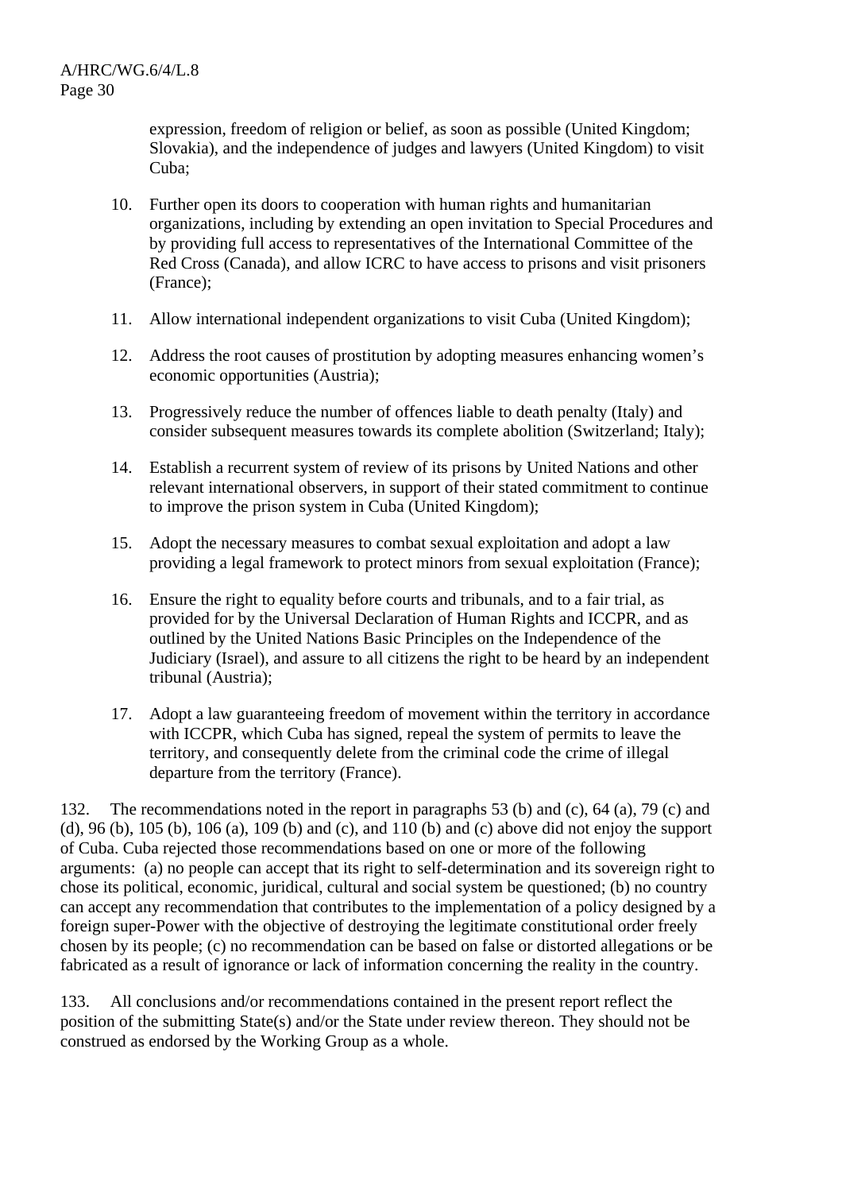expression, freedom of religion or belief, as soon as possible (United Kingdom; Slovakia), and the independence of judges and lawyers (United Kingdom) to visit Cuba;

10. Further open its doors to cooperation with human rights and humanitarian organizations, including by extending an open invitation to Special Procedures and by providing full access to representatives of the International Committee of the Red Cross (Canada), and allow ICRC to have access to prisons and visit prisoners (France);

11. Allow international independent organizations to visit Cuba (United Kingdom);

12. Address the root causes of prostitution by adopting measures enhancing women's economic opportunities (Austria);

13. Progressively reduce the number of offences liable to death penalty (Italy) and consider subsequent measures towards its complete abolition (Switzerland; Italy);

14. Establish a recurrent system of review of its prisons by United Nations and other relevant international observers, in support of their stated commitment to continue to improve the prison system in Cuba (United Kingdom);

15. Adopt the necessary measures to combat sexual exploitation and adopt a law providing a legal framework to protect minors from sexual exploitation (France);

16. Ensure the right to equality before courts and tribunals, and to a fair trial, as provided for by the Universal Declaration of Human Rights and ICCPR, and as outlined by the United Nations Basic Principles on the Independence of the Judiciary (Israel), and assure to all citizens the right to be heard by an independent tribunal (Austria);

17. Adopt a law guaranteeing freedom of movement within the territory in accordance with ICCPR, which Cuba has signed, repeal the system of permits to leave the territory, and consequently delete from the criminal code the crime of illegal departure from the territory (France).

132. The recommendations noted in the report in paragraphs 53 (b) and (c), 64 (a), 79 (c) and (d), 96 (b), 105 (b), 106 (a), 109 (b) and (c), and 110 (b) and (c) above did not enjoy the support of Cuba. Cuba rejected those recommendations based on one or more of the following arguments: (a) no people can accept that its right to self-determination and its sovereign right to chose its political, economic, juridical, cultural and social system be questioned; (b) no country can accept any recommendation that contributes to the implementation of a policy designed by a foreign super-Power with the objective of destroying the legitimate constitutional order freely chosen by its people; (c) no recommendation can be based on false or distorted allegations or be fabricated as a result of ignorance or lack of information concerning the reality in the country.

133. All conclusions and/or recommendations contained in the present report reflect the position of the submitting State(s) and/or the State under review thereon. They should not be construed as endorsed by the Working Group as a whole.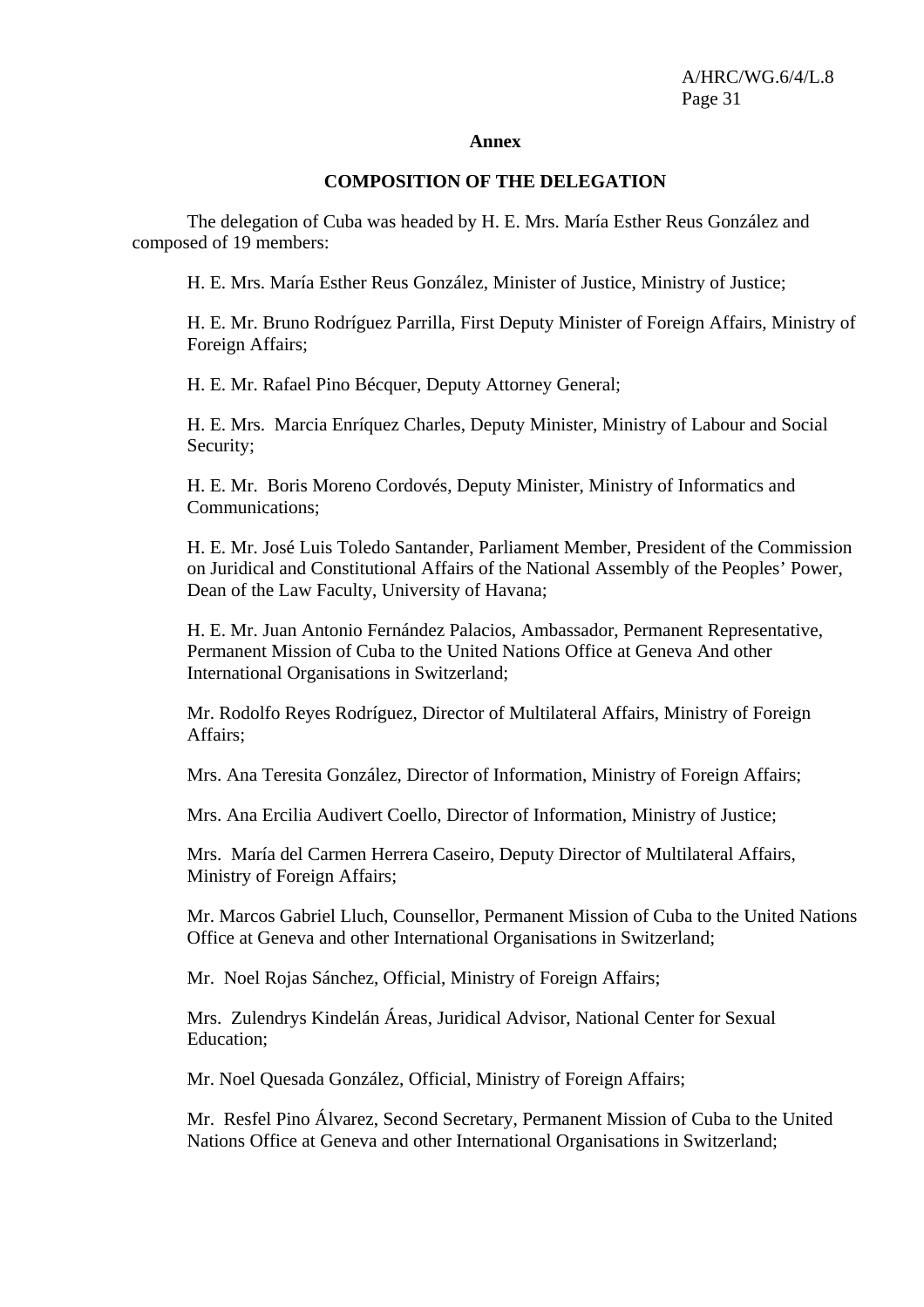**Annex**

**COMPOSITION OF THE DELEGATION**

The delegation of Cuba was headed by H. E. Mrs. María Esther Reus González and composed of 19 members:

H. E. Mrs. María Esther Reus González, Minister of Justice, Ministry of Justice;

H. E. Mr. Bruno Rodríguez Parrilla, First Deputy Minister of Foreign Affairs, Ministry of Foreign Affairs;

H. E. Mr. Rafael Pino Bécquer, Deputy Attorney General;

H. E. Mrs. Marcia Enríquez Charles, Deputy Minister, Ministry of Labour and Social Security;

H. E. Mr. Boris Moreno Cordovés, Deputy Minister, Ministry of Informatics and Communications;

H. E. Mr. José Luis Toledo Santander, Parliament Member, President of the Commission on Juridical and Constitutional Affairs of the National Assembly of the Peoples' Power, Dean of the Law Faculty, University of Havana;

H. E. Mr. Juan Antonio Fernández Palacios, Ambassador, Permanent Representative, Permanent Mission of Cuba to the United Nations Office at Geneva And other International Organisations in Switzerland;

Mr. Rodolfo Reyes Rodríguez, Director of Multilateral Affairs, Ministry of Foreign Affairs;

Mrs. Ana Teresita González, Director of Information, Ministry of Foreign Affairs;

Mrs. Ana Ercilia Audivert Coello, Director of Information, Ministry of Justice;

Mrs. María del Carmen Herrera Caseiro, Deputy Director of Multilateral Affairs, Ministry of Foreign Affairs;

Mr. Marcos Gabriel Lluch, Counsellor, Permanent Mission of Cuba to the United Nations Office at Geneva and other International Organisations in Switzerland;

Mr. Noel Rojas Sánchez, Official, Ministry of Foreign Affairs;

Mrs. Zulendrys Kindelán Áreas, Juridical Advisor, National Center for Sexual Education;

Mr. Noel Quesada González, Official, Ministry of Foreign Affairs;

Mr. Resfel Pino Álvarez, Second Secretary, Permanent Mission of Cuba to the United Nations Office at Geneva and other International Organisations in Switzerland;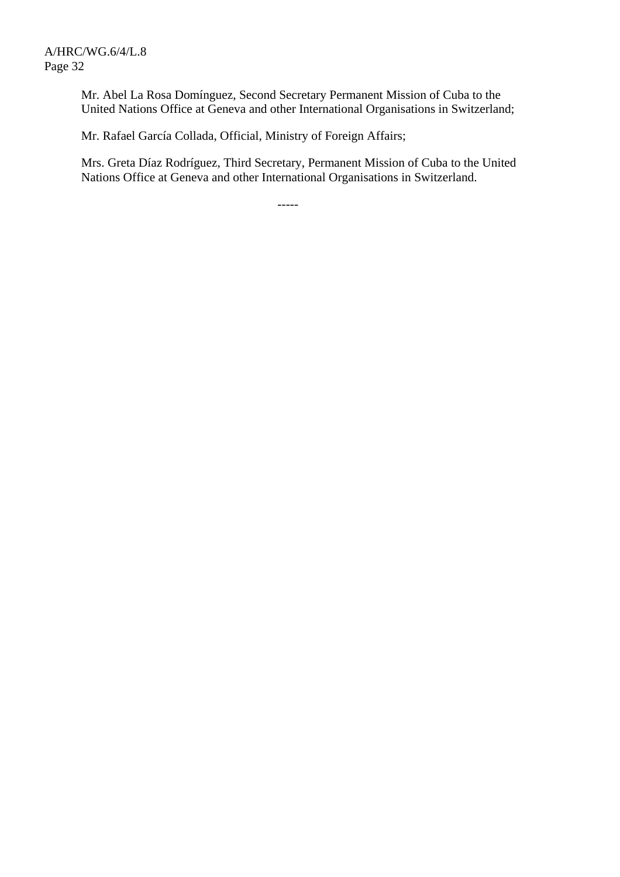Mr. Abel La Rosa Domínguez, Second Secretary Permanent Mission of Cuba to the United Nations Office at Geneva and other International Organisations in Switzerland;

Mr. Rafael García Collada, Official, Ministry of Foreign Affairs;

Mrs. Greta Díaz Rodríguez, Third Secretary, Permanent Mission of Cuba to the United Nations Office at Geneva and other International Organisations in Switzerland.

-----